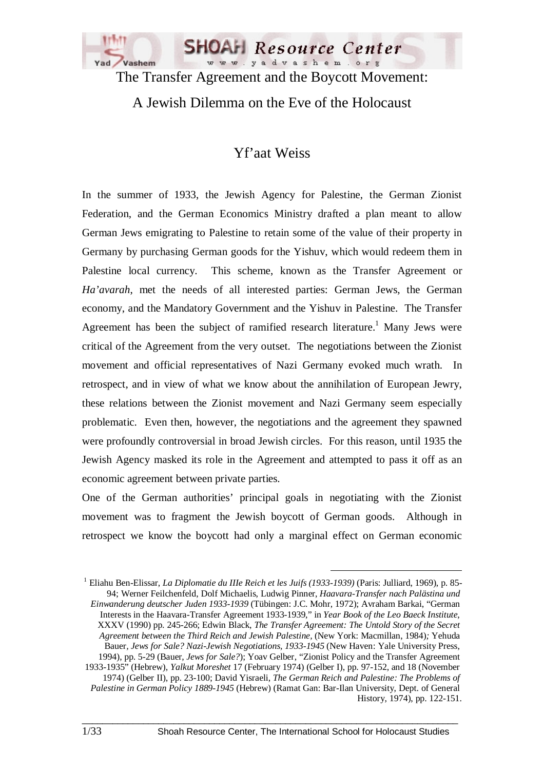# The Transfer Agreement and the Boycott Movement: A Jewish Dilemma on the Eve of the Holocaust

## Yf'aat Weiss

In the summer of 1933, the Jewish Agency for Palestine, the German Zionist Federation, and the German Economics Ministry drafted a plan meant to allow German Jews emigrating to Palestine to retain some of the value of their property in Germany by purchasing German goods for the Yishuv, which would redeem them in Palestine local currency. This scheme, known as the Transfer Agreement or *Ha'avarah*, met the needs of all interested parties: German Jews, the German economy, and the Mandatory Government and the Yishuv in Palestine. The Transfer Agreement has been the subject of ramified research literature.[1] Many Jews were critical of the Agreement from the very outset. The negotiations between the Zionist movement and official representatives of Nazi Germany evoked much wrath. In retrospect, and in view of what we know about the annihilation of European Jewry, these relations between the Zionist movement and Nazi Germany seem especially problematic. Even then, however, the negotiations and the agreement they spawned were profoundly controversial in broad Jewish circles. For this reason, until 1935 the Jewish Agency masked its role in the Agreement and attempted to pass it off as an economic agreement between private parties.

One of the German authorities' principal goals in negotiating with the Zionist movement was to fragment the Jewish boycott of German goods. Although in retrospect we know the boycott had only a marginal effect on German economic

---

[1] Eliahu Ben-Elissar, *La Diplomatie du IIIe Reich et les Juifs (1933-1939)* (Paris: Julliard, 1969), p. 85-94; Werner Feilchenfeld, Dolf Michaelis, Ludwig Pinner, *Haavara-Transfer nach Palästina und Einwanderung deutscher Juden 1933-1939* (Tübingen: J.C. Mohr, 1972); Avraham Barkai, "German Interests in the Haavara-Transfer Agreement 1933-1939," in *Year Book of the Leo Baeck Institute*, XXXV (1990) pp. 245-266; Edwin Black, *The Transfer Agreement: The Untold Story of the Secret Agreement between the Third Reich and Jewish Palestine*, (New York: Macmillan, 1984); Yehuda Bauer, *Jews for Sale? Nazi-Jewish Negotiations, 1933-1945* (New Haven: Yale University Press, 1994), pp. 5-29 (Bauer, *Jews for Sale?*); Yoav Gelber, "Zionist Policy and the Transfer Agreement 1933-1935" (Hebrew), *Yalkut Moreshet* 17 (February 1974) (Gelber I), pp. 97-152, and 18 (November 1974) (Gelber II), pp. 23-100; David Yisraeli, *The German Reich and Palestine: The Problems of Palestine in German Policy 1889-1945* (Hebrew) (Ramat Gan: Bar-Ilan University, Dept. of General History, 1974), pp. 122-151.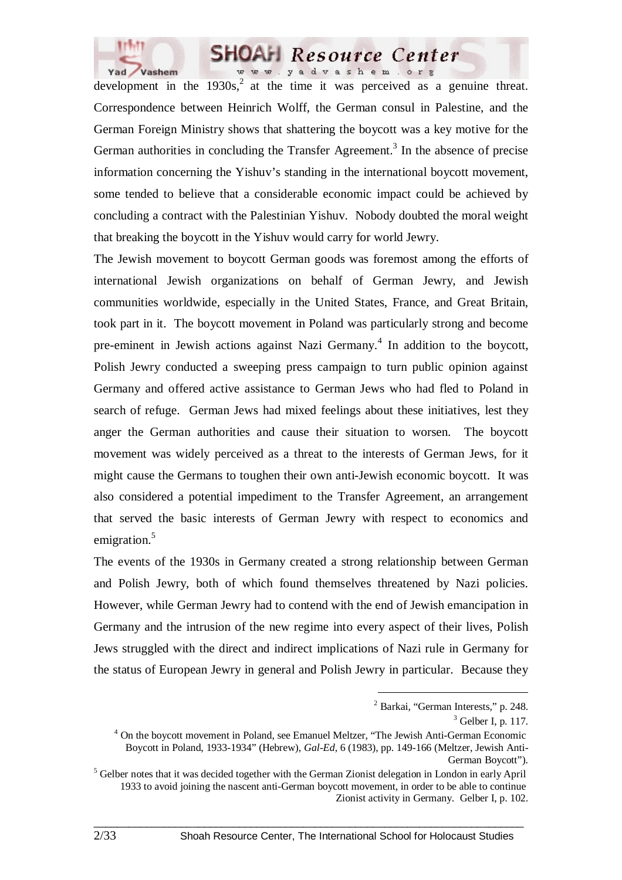development in the 1930s,[2] at the time it was perceived as a genuine threat. Correspondence between Heinrich Wolff, the German consul in Palestine, and the German Foreign Ministry shows that shattering the boycott was a key motive for the German authorities in concluding the Transfer Agreement.[3] In the absence of precise information concerning the Yishuv's standing in the international boycott movement, some tended to believe that a considerable economic impact could be achieved by concluding a contract with the Palestinian Yishuv. Nobody doubted the moral weight that breaking the boycott in the Yishuv would carry for world Jewry.

The Jewish movement to boycott German goods was foremost among the efforts of international Jewish organizations on behalf of German Jewry, and Jewish communities worldwide, especially in the United States, France, and Great Britain, took part in it. The boycott movement in Poland was particularly strong and become pre-eminent in Jewish actions against Nazi Germany.[4] In addition to the boycott, Polish Jewry conducted a sweeping press campaign to turn public opinion against Germany and offered active assistance to German Jews who had fled to Poland in search of refuge. German Jews had mixed feelings about these initiatives, lest they anger the German authorities and cause their situation to worsen. The boycott movement was widely perceived as a threat to the interests of German Jews, for it might cause the Germans to toughen their own anti-Jewish economic boycott. It was also considered a potential impediment to the Transfer Agreement, an arrangement that served the basic interests of German Jewry with respect to economics and emigration.[5]

The events of the 1930s in Germany created a strong relationship between German and Polish Jewry, both of which found themselves threatened by Nazi policies. However, while German Jewry had to contend with the end of Jewish emancipation in Germany and the intrusion of the new regime into every aspect of their lives, Polish Jews struggled with the direct and indirect implications of Nazi rule in Germany for the status of European Jewry in general and Polish Jewry in particular. Because they

---

[2] Barkai, "German Interests," p. 248.

[3] Gelber I, p. 117.

[4] On the boycott movement in Poland, see Emanuel Meltzer, "The Jewish Anti-German Economic Boycott in Poland, 1933-1934" (Hebrew), *Gal-Ed*, 6 (1983), pp. 149-166 (Meltzer, Jewish Anti-German Boycott").

[5] Gelber notes that it was decided together with the German Zionist delegation in London in early April 1933 to avoid joining the nascent anti-German boycott movement, in order to be able to continue Zionist activity in Germany. Gelber I, p. 102.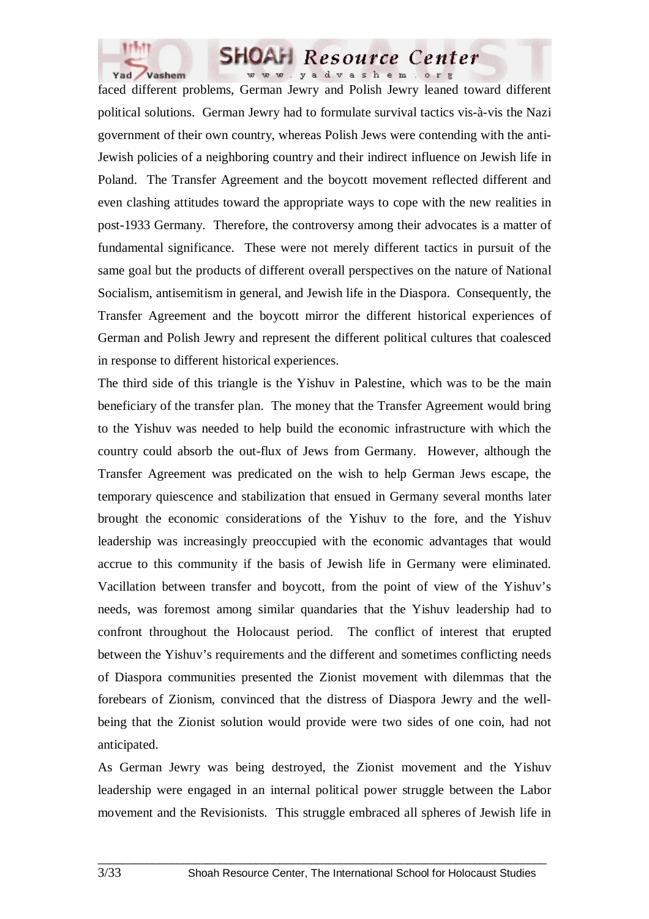faced different problems, German Jewry and Polish Jewry leaned toward different political solutions. German Jewry had to formulate survival tactics vis-à-vis the Nazi government of their own country, whereas Polish Jews were contending with the anti-Jewish policies of a neighboring country and their indirect influence on Jewish life in Poland. The Transfer Agreement and the boycott movement reflected different and even clashing attitudes toward the appropriate ways to cope with the new realities in post-1933 Germany. Therefore, the controversy among their advocates is a matter of fundamental significance. These were not merely different tactics in pursuit of the same goal but the products of different overall perspectives on the nature of National Socialism, antisemitism in general, and Jewish life in the Diaspora. Consequently, the Transfer Agreement and the boycott mirror the different historical experiences of German and Polish Jewry and represent the different political cultures that coalesced in response to different historical experiences.

The third side of this triangle is the Yishuv in Palestine, which was to be the main beneficiary of the transfer plan. The money that the Transfer Agreement would bring to the Yishuv was needed to help build the economic infrastructure with which the country could absorb the out-flux of Jews from Germany. However, although the Transfer Agreement was predicated on the wish to help German Jews escape, the temporary quiescence and stabilization that ensued in Germany several months later brought the economic considerations of the Yishuv to the fore, and the Yishuv leadership was increasingly preoccupied with the economic advantages that would accrue to this community if the basis of Jewish life in Germany were eliminated. Vacillation between transfer and boycott, from the point of view of the Yishuv's needs, was foremost among similar quandaries that the Yishuv leadership had to confront throughout the Holocaust period. The conflict of interest that erupted between the Yishuv's requirements and the different and sometimes conflicting needs of Diaspora communities presented the Zionist movement with dilemmas that the forebears of Zionism, convinced that the distress of Diaspora Jewry and the well-being that the Zionist solution would provide were two sides of one coin, had not anticipated.

As German Jewry was being destroyed, the Zionist movement and the Yishuv leadership were engaged in an internal political power struggle between the Labor movement and the Revisionists. This struggle embraced all spheres of Jewish life in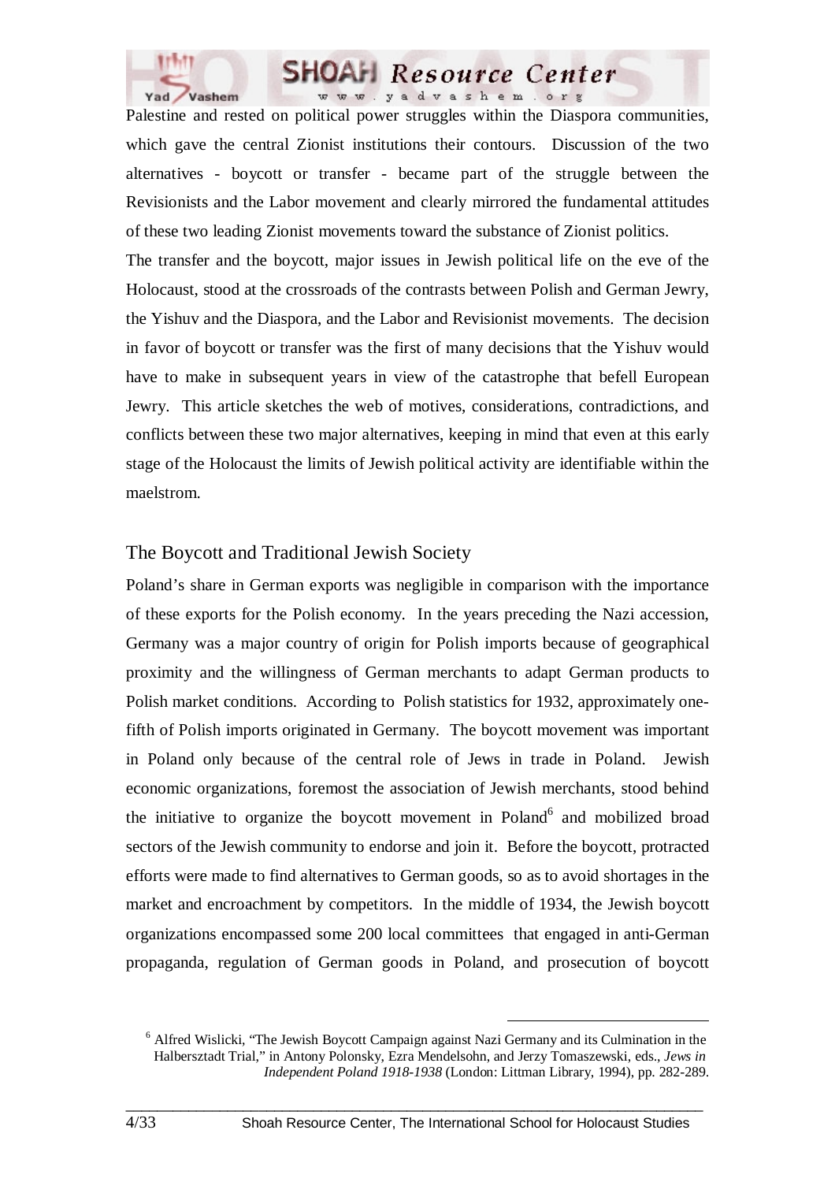Palestine and rested on political power struggles within the Diaspora communities, which gave the central Zionist institutions their contours. Discussion of the two alternatives - boycott or transfer - became part of the struggle between the Revisionists and the Labor movement and clearly mirrored the fundamental attitudes of these two leading Zionist movements toward the substance of Zionist politics.

The transfer and the boycott, major issues in Jewish political life on the eve of the Holocaust, stood at the crossroads of the contrasts between Polish and German Jewry, the Yishuv and the Diaspora, and the Labor and Revisionist movements. The decision in favor of boycott or transfer was the first of many decisions that the Yishuv would have to make in subsequent years in view of the catastrophe that befell European Jewry. This article sketches the web of motives, considerations, contradictions, and conflicts between these two major alternatives, keeping in mind that even at this early stage of the Holocaust the limits of Jewish political activity are identifiable within the maelstrom.

## The Boycott and Traditional Jewish Society

Poland's share in German exports was negligible in comparison with the importance of these exports for the Polish economy. In the years preceding the Nazi accession, Germany was a major country of origin for Polish imports because of geographical proximity and the willingness of German merchants to adapt German products to Polish market conditions. According to Polish statistics for 1932, approximately one-fifth of Polish imports originated in Germany. The boycott movement was important in Poland only because of the central role of Jews in trade in Poland. Jewish economic organizations, foremost the association of Jewish merchants, stood behind the initiative to organize the boycott movement in Poland[6] and mobilized broad sectors of the Jewish community to endorse and join it. Before the boycott, protracted efforts were made to find alternatives to German goods, so as to avoid shortages in the market and encroachment by competitors. In the middle of 1934, the Jewish boycott organizations encompassed some 200 local committees that engaged in anti-German propaganda, regulation of German goods in Poland, and prosecution of boycott

---

[6] Alfred Wislicki, "The Jewish Boycott Campaign against Nazi Germany and its Culmination in the Halbersztadt Trial," in Antony Polonsky, Ezra Mendelsohn, and Jerzy Tomaszewski, eds., *Jews in Independent Poland 1918-1938* (London: Littman Library, 1994), pp. 282-289.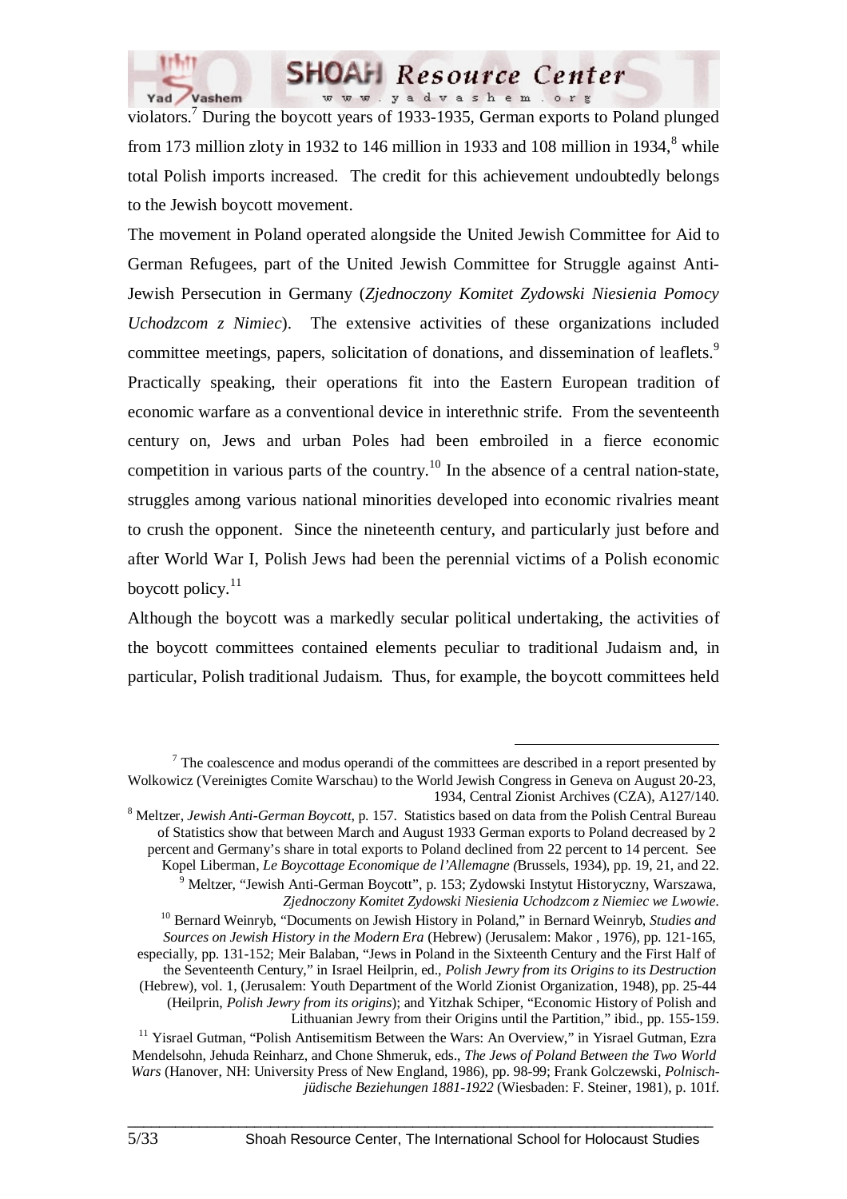violators.[7] During the boycott years of 1933-1935, German exports to Poland plunged from 173 million zloty in 1932 to 146 million in 1933 and 108 million in 1934,[8] while total Polish imports increased. The credit for this achievement undoubtedly belongs to the Jewish boycott movement.

The movement in Poland operated alongside the United Jewish Committee for Aid to German Refugees, part of the United Jewish Committee for Struggle against Anti-Jewish Persecution in Germany (*Zjednoczony Komitet Zydowski Niesienia Pomocy Uchodzcom z Nimiec*). The extensive activities of these organizations included committee meetings, papers, solicitation of donations, and dissemination of leaflets.[9] Practically speaking, their operations fit into the Eastern European tradition of economic warfare as a conventional device in interethnic strife. From the seventeenth century on, Jews and urban Poles had been embroiled in a fierce economic competition in various parts of the country.[10] In the absence of a central nation-state, struggles among various national minorities developed into economic rivalries meant to crush the opponent. Since the nineteenth century, and particularly just before and after World War I, Polish Jews had been the perennial victims of a Polish economic boycott policy.[11]

Although the boycott was a markedly secular political undertaking, the activities of the boycott committees contained elements peculiar to traditional Judaism and, in particular, Polish traditional Judaism. Thus, for example, the boycott committees held

---

[7] The coalescence and modus operandi of the committees are described in a report presented by Wolkowicz (Vereinigtes Comite Warschau) to the World Jewish Congress in Geneva on August 20-23, 1934, Central Zionist Archives (CZA), A127/140.

[8] Meltzer, *Jewish Anti-German Boycott*, p. 157. Statistics based on data from the Polish Central Bureau of Statistics show that between March and August 1933 German exports to Poland decreased by 2 percent and Germany's share in total exports to Poland declined from 22 percent to 14 percent. See Kopel Liberman, *Le Boycottage Economique de l'Allemagne (*Brussels, 1934), pp. 19, 21, and 22.

[9] Meltzer, "Jewish Anti-German Boycott", p. 153; Zydowski Instytut Historyczny, Warszawa, *Zjednoczony Komitet Zydowski Niesienia Uchodzcom z Niemiec we Lwowie*.

[10] Bernard Weinryb, "Documents on Jewish History in Poland," in Bernard Weinryb, *Studies and Sources on Jewish History in the Modern Era* (Hebrew) (Jerusalem: Makor , 1976), pp. 121-165, especially, pp. 131-152; Meir Balaban, "Jews in Poland in the Sixteenth Century and the First Half of the Seventeenth Century," in Israel Heilprin, ed., *Polish Jewry from its Origins to its Destruction* (Hebrew), vol. 1, (Jerusalem: Youth Department of the World Zionist Organization, 1948), pp. 25-44 (Heilprin, *Polish Jewry from its origins*); and Yitzhak Schiper, "Economic History of Polish and Lithuanian Jewry from their Origins until the Partition," ibid., pp. 155-159.

[11] Yisrael Gutman, "Polish Antisemitism Between the Wars: An Overview," in Yisrael Gutman, Ezra Mendelsohn, Jehuda Reinharz, and Chone Shmeruk, eds., *The Jews of Poland Between the Two World Wars* (Hanover, NH: University Press of New England, 1986), pp. 98-99; Frank Golczewski, *Polnisch-jüdische Beziehungen 1881-1922* (Wiesbaden: F. Steiner, 1981), p. 101f.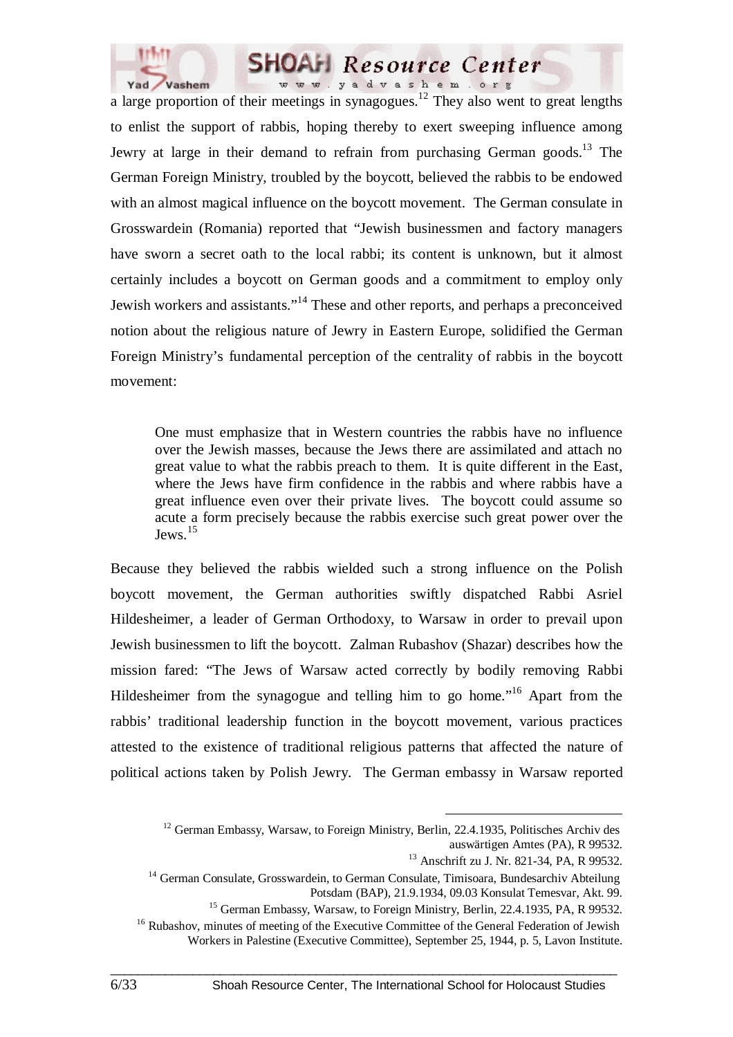a large proportion of their meetings in synagogues.[12] They also went to great lengths to enlist the support of rabbis, hoping thereby to exert sweeping influence among Jewry at large in their demand to refrain from purchasing German goods.[13] The German Foreign Ministry, troubled by the boycott, believed the rabbis to be endowed with an almost magical influence on the boycott movement. The German consulate in Grosswardein (Romania) reported that "Jewish businessmen and factory managers have sworn a secret oath to the local rabbi; its content is unknown, but it almost certainly includes a boycott on German goods and a commitment to employ only Jewish workers and assistants."[14] These and other reports, and perhaps a preconceived notion about the religious nature of Jewry in Eastern Europe, solidified the German Foreign Ministry's fundamental perception of the centrality of rabbis in the boycott movement:

> One must emphasize that in Western countries the rabbis have no influence over the Jewish masses, because the Jews there are assimilated and attach no great value to what the rabbis preach to them. It is quite different in the East, where the Jews have firm confidence in the rabbis and where rabbis have a great influence even over their private lives. The boycott could assume so acute a form precisely because the rabbis exercise such great power over the Jews.[15]

Because they believed the rabbis wielded such a strong influence on the Polish boycott movement, the German authorities swiftly dispatched Rabbi Asriel Hildesheimer, a leader of German Orthodoxy, to Warsaw in order to prevail upon Jewish businessmen to lift the boycott. Zalman Rubashov (Shazar) describes how the mission fared: "The Jews of Warsaw acted correctly by bodily removing Rabbi Hildesheimer from the synagogue and telling him to go home."[16] Apart from the rabbis' traditional leadership function in the boycott movement, various practices attested to the existence of traditional religious patterns that affected the nature of political actions taken by Polish Jewry. The German embassy in Warsaw reported

---

[12] German Embassy, Warsaw, to Foreign Ministry, Berlin, 22.4.1935, Politisches Archiv des auswärtigen Amtes (PA), R 99532.

[13] Anschrift zu J. Nr. 821-34, PA, R 99532.

[14] German Consulate, Grosswardein, to German Consulate, Timisoara, Bundesarchiv Abteilung Potsdam (BAP), 21.9.1934, 09.03 Konsulat Temesvar, Akt. 99.

[15] German Embassy, Warsaw, to Foreign Ministry, Berlin, 22.4.1935, PA, R 99532.

[16] Rubashov, minutes of meeting of the Executive Committee of the General Federation of Jewish Workers in Palestine (Executive Committee), September 25, 1944, p. 5, Lavon Institute.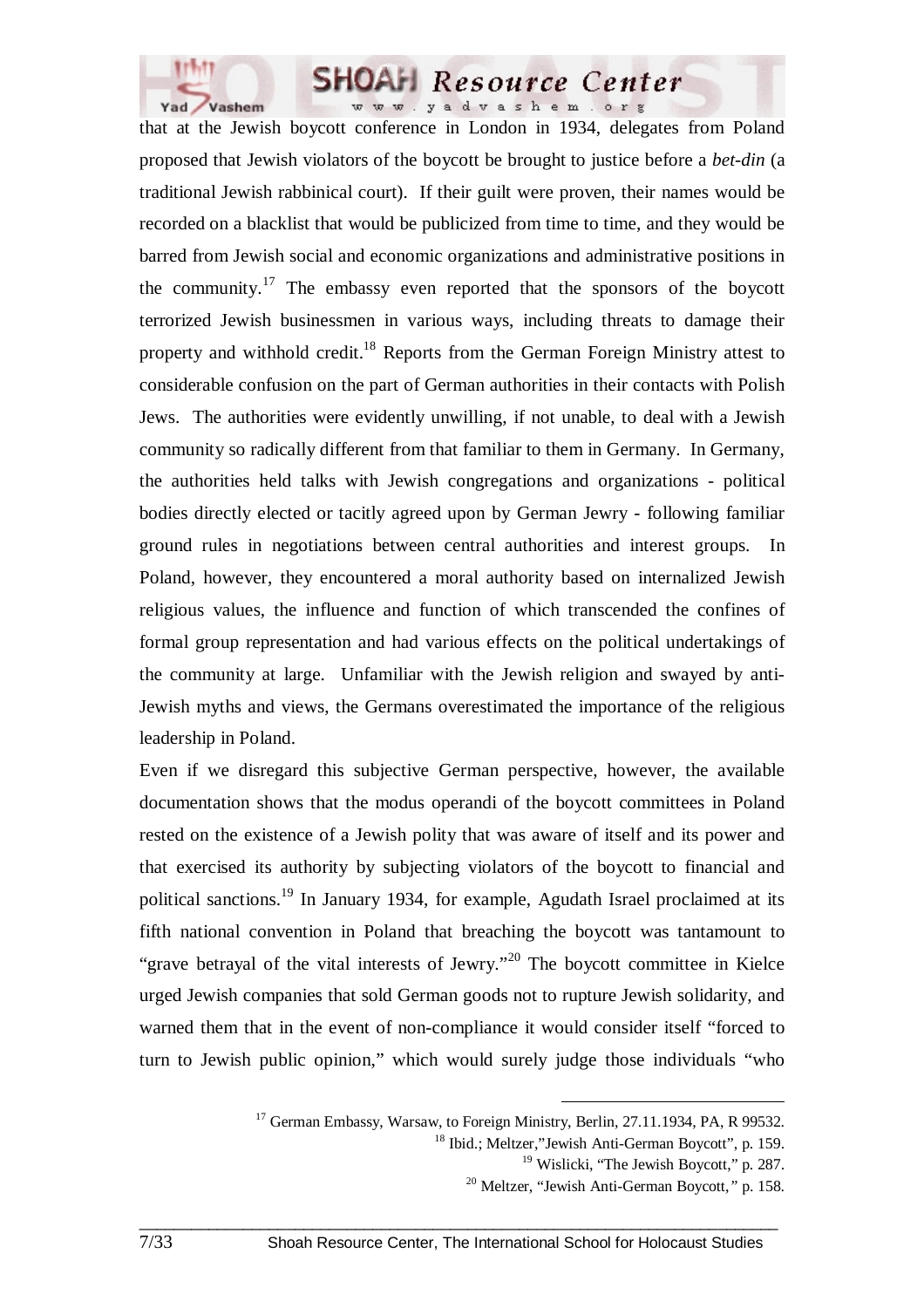that at the Jewish boycott conference in London in 1934, delegates from Poland proposed that Jewish violators of the boycott be brought to justice before a *bet-din* (a traditional Jewish rabbinical court). If their guilt were proven, their names would be recorded on a blacklist that would be publicized from time to time, and they would be barred from Jewish social and economic organizations and administrative positions in the community.[17] The embassy even reported that the sponsors of the boycott terrorized Jewish businessmen in various ways, including threats to damage their property and withhold credit.[18] Reports from the German Foreign Ministry attest to considerable confusion on the part of German authorities in their contacts with Polish Jews. The authorities were evidently unwilling, if not unable, to deal with a Jewish community so radically different from that familiar to them in Germany. In Germany, the authorities held talks with Jewish congregations and organizations - political bodies directly elected or tacitly agreed upon by German Jewry - following familiar ground rules in negotiations between central authorities and interest groups. In Poland, however, they encountered a moral authority based on internalized Jewish religious values, the influence and function of which transcended the confines of formal group representation and had various effects on the political undertakings of the community at large. Unfamiliar with the Jewish religion and swayed by anti-Jewish myths and views, the Germans overestimated the importance of the religious leadership in Poland.

Even if we disregard this subjective German perspective, however, the available documentation shows that the modus operandi of the boycott committees in Poland rested on the existence of a Jewish polity that was aware of itself and its power and that exercised its authority by subjecting violators of the boycott to financial and political sanctions.[19] In January 1934, for example, Agudath Israel proclaimed at its fifth national convention in Poland that breaching the boycott was tantamount to "grave betrayal of the vital interests of Jewry."[20] The boycott committee in Kielce urged Jewish companies that sold German goods not to rupture Jewish solidarity, and warned them that in the event of non-compliance it would consider itself "forced to turn to Jewish public opinion," which would surely judge those individuals "who

---

[17] German Embassy, Warsaw, to Foreign Ministry, Berlin, 27.11.1934, PA, R 99532.

[18] Ibid.; Meltzer,"Jewish Anti-German Boycott", p. 159.

[19] Wislicki, "The Jewish Boycott," p. 287.

[20] Meltzer, "Jewish Anti-German Boycott," p. 158.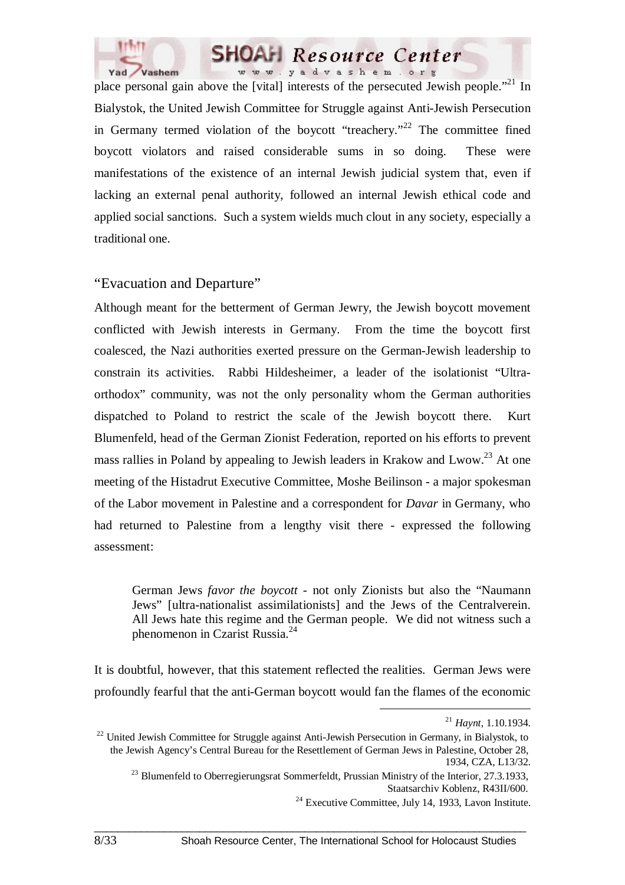place personal gain above the [vital] interests of the persecuted Jewish people."[21] In Bialystok, the United Jewish Committee for Struggle against Anti-Jewish Persecution in Germany termed violation of the boycott "treachery."[22] The committee fined boycott violators and raised considerable sums in so doing. These were manifestations of the existence of an internal Jewish judicial system that, even if lacking an external penal authority, followed an internal Jewish ethical code and applied social sanctions. Such a system wields much clout in any society, especially a traditional one.

## "Evacuation and Departure"

Although meant for the betterment of German Jewry, the Jewish boycott movement conflicted with Jewish interests in Germany. From the time the boycott first coalesced, the Nazi authorities exerted pressure on the German-Jewish leadership to constrain its activities. Rabbi Hildesheimer, a leader of the isolationist "Ultra-orthodox" community, was not the only personality whom the German authorities dispatched to Poland to restrict the scale of the Jewish boycott there. Kurt Blumenfeld, head of the German Zionist Federation, reported on his efforts to prevent mass rallies in Poland by appealing to Jewish leaders in Krakow and Lwow.[23] At one meeting of the Histadrut Executive Committee, Moshe Beilinson - a major spokesman of the Labor movement in Palestine and a correspondent for *Davar* in Germany, who had returned to Palestine from a lengthy visit there - expressed the following assessment:

> German Jews *favor the boycott* - not only Zionists but also the "Naumann Jews" [ultra-nationalist assimilationists] and the Jews of the Centralverein. All Jews hate this regime and the German people. We did not witness such a phenomenon in Czarist Russia.[24]

It is doubtful, however, that this statement reflected the realities. German Jews were profoundly fearful that the anti-German boycott would fan the flames of the economic

---

[21] *Haynt*, 1.10.1934.

[22] United Jewish Committee for Struggle against Anti-Jewish Persecution in Germany, in Bialystok, to the Jewish Agency's Central Bureau for the Resettlement of German Jews in Palestine, October 28, 1934, CZA, L13/32.

[23] Blumenfeld to Oberregierungsrat Sommerfeldt, Prussian Ministry of the Interior, 27.3.1933, Staatsarchiv Koblenz, R43II/600.

[24] Executive Committee, July 14, 1933, Lavon Institute.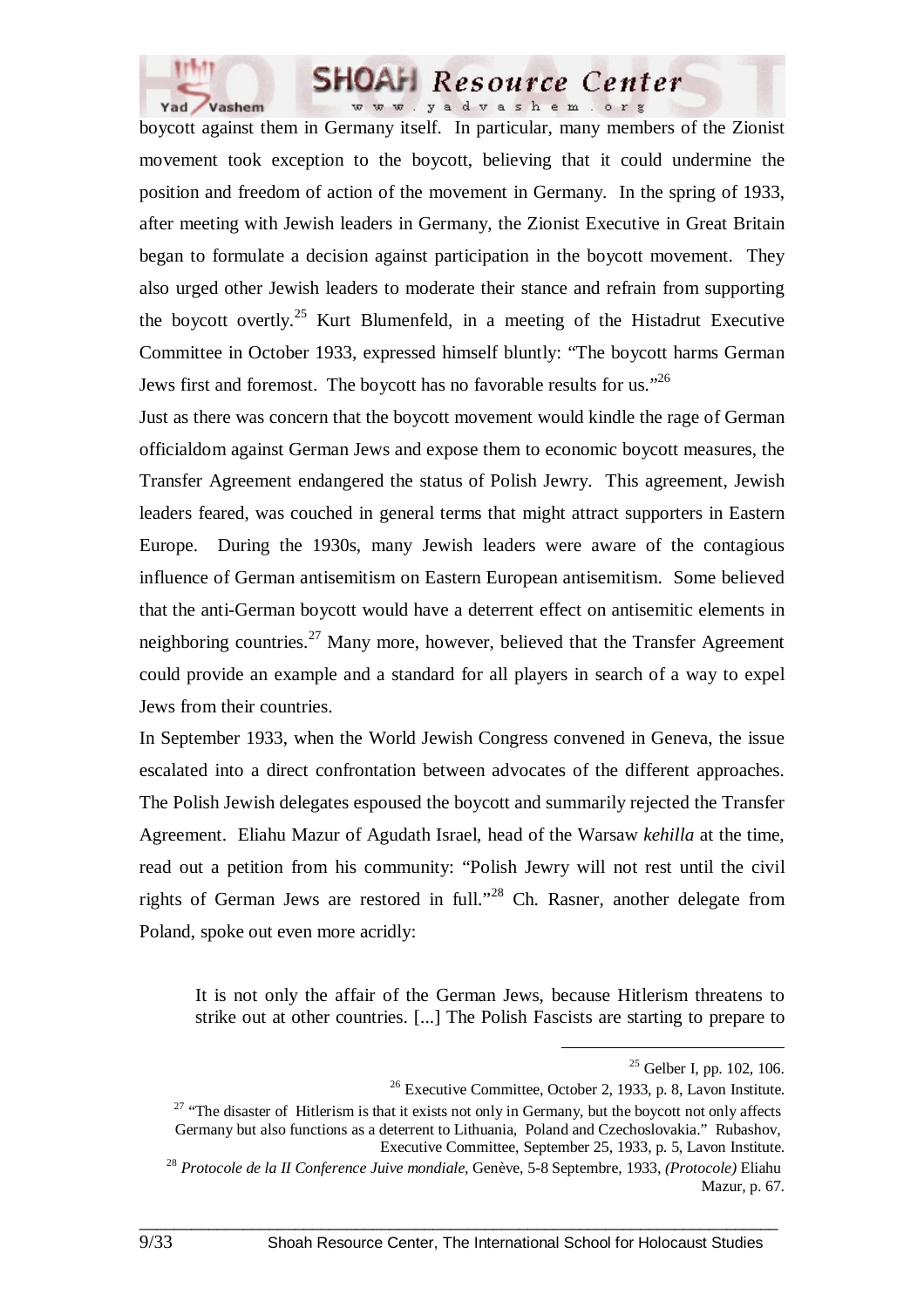boycott against them in Germany itself. In particular, many members of the Zionist movement took exception to the boycott, believing that it could undermine the position and freedom of action of the movement in Germany. In the spring of 1933, after meeting with Jewish leaders in Germany, the Zionist Executive in Great Britain began to formulate a decision against participation in the boycott movement. They also urged other Jewish leaders to moderate their stance and refrain from supporting the boycott overtly.[25] Kurt Blumenfeld, in a meeting of the Histadrut Executive Committee in October 1933, expressed himself bluntly: "The boycott harms German Jews first and foremost. The boycott has no favorable results for us."[26]

Just as there was concern that the boycott movement would kindle the rage of German officialdom against German Jews and expose them to economic boycott measures, the Transfer Agreement endangered the status of Polish Jewry. This agreement, Jewish leaders feared, was couched in general terms that might attract supporters in Eastern Europe. During the 1930s, many Jewish leaders were aware of the contagious influence of German antisemitism on Eastern European antisemitism. Some believed that the anti-German boycott would have a deterrent effect on antisemitic elements in neighboring countries.[27] Many more, however, believed that the Transfer Agreement could provide an example and a standard for all players in search of a way to expel Jews from their countries.

In September 1933, when the World Jewish Congress convened in Geneva, the issue escalated into a direct confrontation between advocates of the different approaches. The Polish Jewish delegates espoused the boycott and summarily rejected the Transfer Agreement. Eliahu Mazur of Agudath Israel, head of the Warsaw *kehilla* at the time, read out a petition from his community: "Polish Jewry will not rest until the civil rights of German Jews are restored in full."[28] Ch. Rasner, another delegate from Poland, spoke out even more acridly:

> It is not only the affair of the German Jews, because Hitlerism threatens to strike out at other countries. [...] The Polish Fascists are starting to prepare to

---

[25] Gelber I, pp. 102, 106.

[26] Executive Committee, October 2, 1933, p. 8, Lavon Institute.

[27] "The disaster of Hitlerism is that it exists not only in Germany, but the boycott not only affects Germany but also functions as a deterrent to Lithuania, Poland and Czechoslovakia." Rubashov, Executive Committee, September 25, 1933, p. 5, Lavon Institute.

[28] *Protocole de la II Conference Juive mondiale,* Genève, 5-8 Septembre, 1933, *(Protocole)* Eliahu Mazur, p. 67.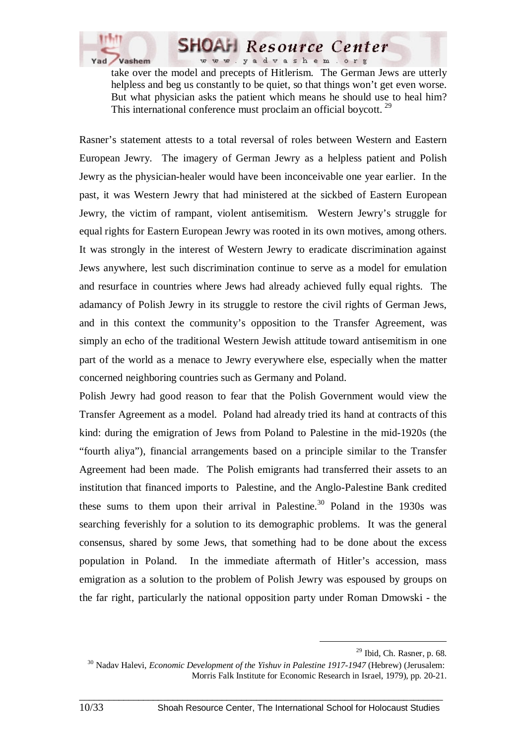> take over the model and precepts of Hitlerism. The German Jews are utterly helpless and beg us constantly to be quiet, so that things won't get even worse. But what physician asks the patient which means he should use to heal him? This international conference must proclaim an official boycott. [29]

Rasner's statement attests to a total reversal of roles between Western and Eastern European Jewry. The imagery of German Jewry as a helpless patient and Polish Jewry as the physician-healer would have been inconceivable one year earlier. In the past, it was Western Jewry that had ministered at the sickbed of Eastern European Jewry, the victim of rampant, violent antisemitism. Western Jewry's struggle for equal rights for Eastern European Jewry was rooted in its own motives, among others. It was strongly in the interest of Western Jewry to eradicate discrimination against Jews anywhere, lest such discrimination continue to serve as a model for emulation and resurface in countries where Jews had already achieved fully equal rights. The adamancy of Polish Jewry in its struggle to restore the civil rights of German Jews, and in this context the community's opposition to the Transfer Agreement, was simply an echo of the traditional Western Jewish attitude toward antisemitism in one part of the world as a menace to Jewry everywhere else, especially when the matter concerned neighboring countries such as Germany and Poland.

Polish Jewry had good reason to fear that the Polish Government would view the Transfer Agreement as a model. Poland had already tried its hand at contracts of this kind: during the emigration of Jews from Poland to Palestine in the mid-1920s (the "fourth aliya"), financial arrangements based on a principle similar to the Transfer Agreement had been made. The Polish emigrants had transferred their assets to an institution that financed imports to Palestine, and the Anglo-Palestine Bank credited these sums to them upon their arrival in Palestine.[30] Poland in the 1930s was searching feverishly for a solution to its demographic problems. It was the general consensus, shared by some Jews, that something had to be done about the excess population in Poland. In the immediate aftermath of Hitler's accession, mass emigration as a solution to the problem of Polish Jewry was espoused by groups on the far right, particularly the national opposition party under Roman Dmowski - the

---

[29] Ibid, Ch. Rasner, p. 68.

[30] Nadav Halevi, *Economic Development of the Yishuv in Palestine 1917-1947* (Hebrew) (Jerusalem: Morris Falk Institute for Economic Research in Israel, 1979), pp. 20-21.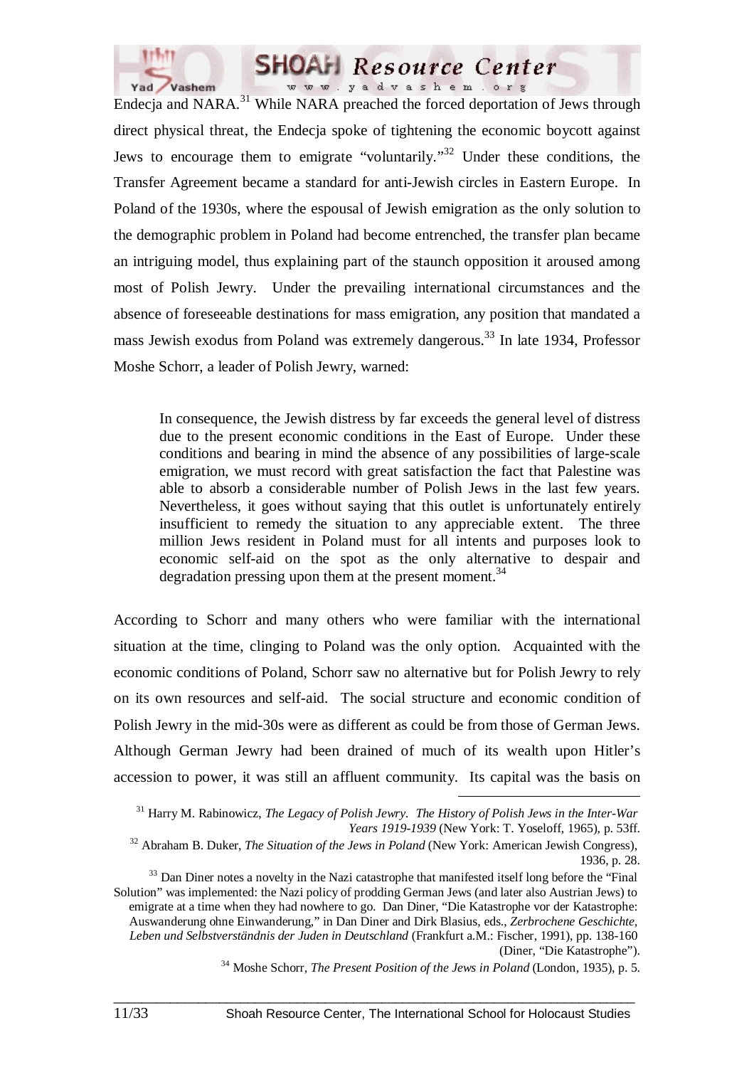Endecja and NARA.[31] While NARA preached the forced deportation of Jews through direct physical threat, the Endecja spoke of tightening the economic boycott against Jews to encourage them to emigrate "voluntarily."[32] Under these conditions, the Transfer Agreement became a standard for anti-Jewish circles in Eastern Europe. In Poland of the 1930s, where the espousal of Jewish emigration as the only solution to the demographic problem in Poland had become entrenched, the transfer plan became an intriguing model, thus explaining part of the staunch opposition it aroused among most of Polish Jewry. Under the prevailing international circumstances and the absence of foreseeable destinations for mass emigration, any position that mandated a mass Jewish exodus from Poland was extremely dangerous.[33] In late 1934, Professor Moshe Schorr, a leader of Polish Jewry, warned:

> In consequence, the Jewish distress by far exceeds the general level of distress due to the present economic conditions in the East of Europe. Under these conditions and bearing in mind the absence of any possibilities of large-scale emigration, we must record with great satisfaction the fact that Palestine was able to absorb a considerable number of Polish Jews in the last few years. Nevertheless, it goes without saying that this outlet is unfortunately entirely insufficient to remedy the situation to any appreciable extent. The three million Jews resident in Poland must for all intents and purposes look to economic self-aid on the spot as the only alternative to despair and degradation pressing upon them at the present moment.[34]

According to Schorr and many others who were familiar with the international situation at the time, clinging to Poland was the only option. Acquainted with the economic conditions of Poland, Schorr saw no alternative but for Polish Jewry to rely on its own resources and self-aid. The social structure and economic condition of Polish Jewry in the mid-30s were as different as could be from those of German Jews. Although German Jewry had been drained of much of its wealth upon Hitler's accession to power, it was still an affluent community. Its capital was the basis on

---

[31] Harry M. Rabinowicz, *The Legacy of Polish Jewry. The History of Polish Jews in the Inter-War Years 1919-1939* (New York: T. Yoseloff, 1965), p. 53ff.

[32] Abraham B. Duker, *The Situation of the Jews in Poland* (New York: American Jewish Congress), 1936, p. 28.

[33] Dan Diner notes a novelty in the Nazi catastrophe that manifested itself long before the "Final Solution" was implemented: the Nazi policy of prodding German Jews (and later also Austrian Jews) to emigrate at a time when they had nowhere to go. Dan Diner, "Die Katastrophe vor der Katastrophe: Auswanderung ohne Einwanderung," in Dan Diner and Dirk Blasius, eds., *Zerbrochene Geschichte, Leben und Selbstverständnis der Juden in Deutschland* (Frankfurt a.M.: Fischer, 1991), pp. 138-160 (Diner, "Die Katastrophe").

[34] Moshe Schorr, *The Present Position of the Jews in Poland* (London, 1935), p. 5.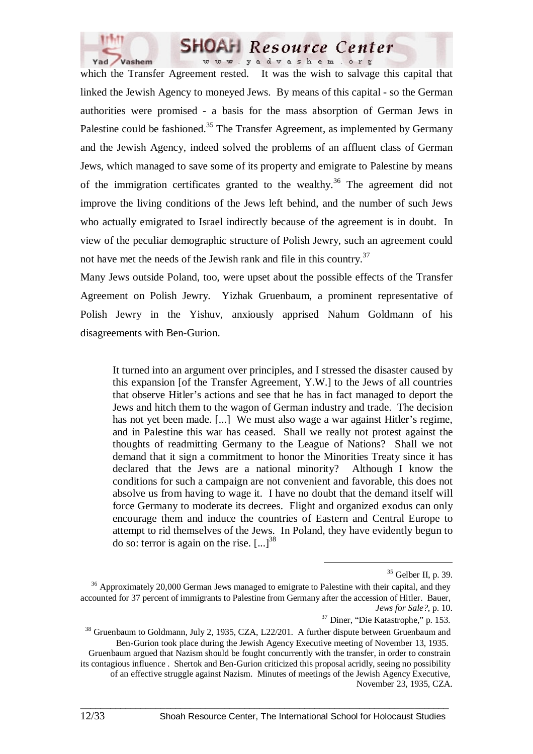which the Transfer Agreement rested. It was the wish to salvage this capital that linked the Jewish Agency to moneyed Jews. By means of this capital - so the German authorities were promised - a basis for the mass absorption of German Jews in Palestine could be fashioned.[35] The Transfer Agreement, as implemented by Germany and the Jewish Agency, indeed solved the problems of an affluent class of German Jews, which managed to save some of its property and emigrate to Palestine by means of the immigration certificates granted to the wealthy.[36] The agreement did not improve the living conditions of the Jews left behind, and the number of such Jews who actually emigrated to Israel indirectly because of the agreement is in doubt. In view of the peculiar demographic structure of Polish Jewry, such an agreement could not have met the needs of the Jewish rank and file in this country.[37]

Many Jews outside Poland, too, were upset about the possible effects of the Transfer Agreement on Polish Jewry. Yizhak Gruenbaum, a prominent representative of Polish Jewry in the Yishuv, anxiously apprised Nahum Goldmann of his disagreements with Ben-Gurion.

> It turned into an argument over principles, and I stressed the disaster caused by this expansion [of the Transfer Agreement, Y.W.] to the Jews of all countries that observe Hitler's actions and see that he has in fact managed to deport the Jews and hitch them to the wagon of German industry and trade. The decision has not yet been made. [...] We must also wage a war against Hitler's regime, and in Palestine this war has ceased. Shall we really not protest against the thoughts of readmitting Germany to the League of Nations? Shall we not demand that it sign a commitment to honor the Minorities Treaty since it has declared that the Jews are a national minority? Although I know the conditions for such a campaign are not convenient and favorable, this does not absolve us from having to wage it. I have no doubt that the demand itself will force Germany to moderate its decrees. Flight and organized exodus can only encourage them and induce the countries of Eastern and Central Europe to attempt to rid themselves of the Jews. In Poland, they have evidently begun to do so: terror is again on the rise. [...][38]

---

[35] Gelber II, p. 39.

[36] Approximately 20,000 German Jews managed to emigrate to Palestine with their capital, and they accounted for 37 percent of immigrants to Palestine from Germany after the accession of Hitler. Bauer, *Jews for Sale?*, p. 10.

[37] Diner, "Die Katastrophe," p. 153.

[38] Gruenbaum to Goldmann, July 2, 1935, CZA, L22/201. A further dispute between Gruenbaum and Ben-Gurion took place during the Jewish Agency Executive meeting of November 13, 1935. Gruenbaum argued that Nazism should be fought concurrently with the transfer, in order to constrain its contagious influence . Shertok and Ben-Gurion criticized this proposal acridly, seeing no possibility of an effective struggle against Nazism. Minutes of meetings of the Jewish Agency Executive, November 23, 1935, CZA.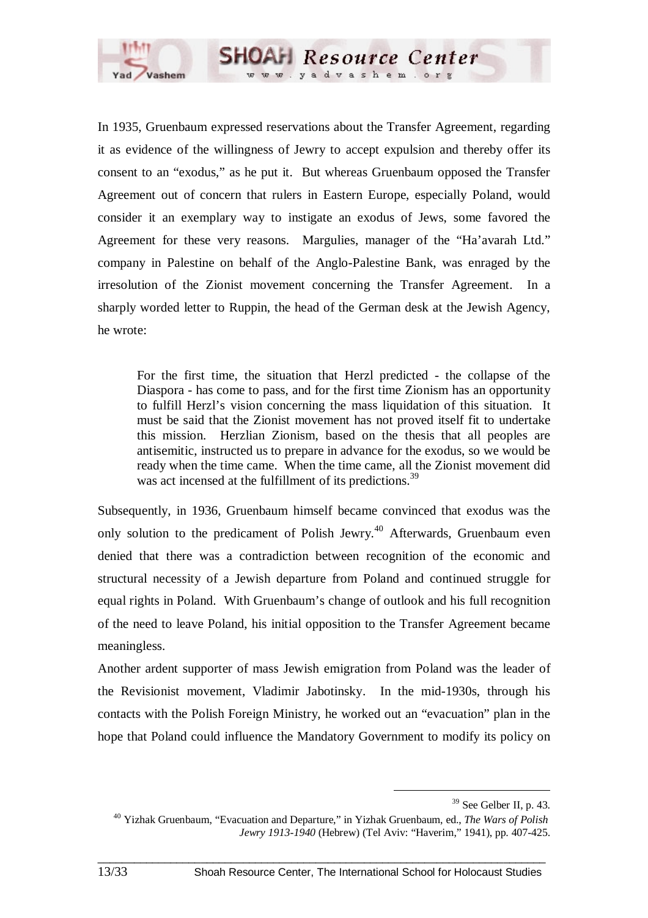In 1935, Gruenbaum expressed reservations about the Transfer Agreement, regarding it as evidence of the willingness of Jewry to accept expulsion and thereby offer its consent to an "exodus," as he put it. But whereas Gruenbaum opposed the Transfer Agreement out of concern that rulers in Eastern Europe, especially Poland, would consider it an exemplary way to instigate an exodus of Jews, some favored the Agreement for these very reasons. Margulies, manager of the "Ha'avarah Ltd." company in Palestine on behalf of the Anglo-Palestine Bank, was enraged by the irresolution of the Zionist movement concerning the Transfer Agreement. In a sharply worded letter to Ruppin, the head of the German desk at the Jewish Agency, he wrote:

> For the first time, the situation that Herzl predicted - the collapse of the Diaspora - has come to pass, and for the first time Zionism has an opportunity to fulfill Herzl's vision concerning the mass liquidation of this situation. It must be said that the Zionist movement has not proved itself fit to undertake this mission. Herzlian Zionism, based on the thesis that all peoples are antisemitic, instructed us to prepare in advance for the exodus, so we would be ready when the time came. When the time came, all the Zionist movement did was act incensed at the fulfillment of its predictions.[39]

Subsequently, in 1936, Gruenbaum himself became convinced that exodus was the only solution to the predicament of Polish Jewry.[40] Afterwards, Gruenbaum even denied that there was a contradiction between recognition of the economic and structural necessity of a Jewish departure from Poland and continued struggle for equal rights in Poland. With Gruenbaum's change of outlook and his full recognition of the need to leave Poland, his initial opposition to the Transfer Agreement became meaningless.

Another ardent supporter of mass Jewish emigration from Poland was the leader of the Revisionist movement, Vladimir Jabotinsky. In the mid-1930s, through his contacts with the Polish Foreign Ministry, he worked out an "evacuation" plan in the hope that Poland could influence the Mandatory Government to modify its policy on

---

[39] See Gelber II, p. 43.

[40] Yizhak Gruenbaum, "Evacuation and Departure," in Yizhak Gruenbaum, ed., *The Wars of Polish Jewry 1913-1940* (Hebrew) (Tel Aviv: "Haverim," 1941), pp. 407-425.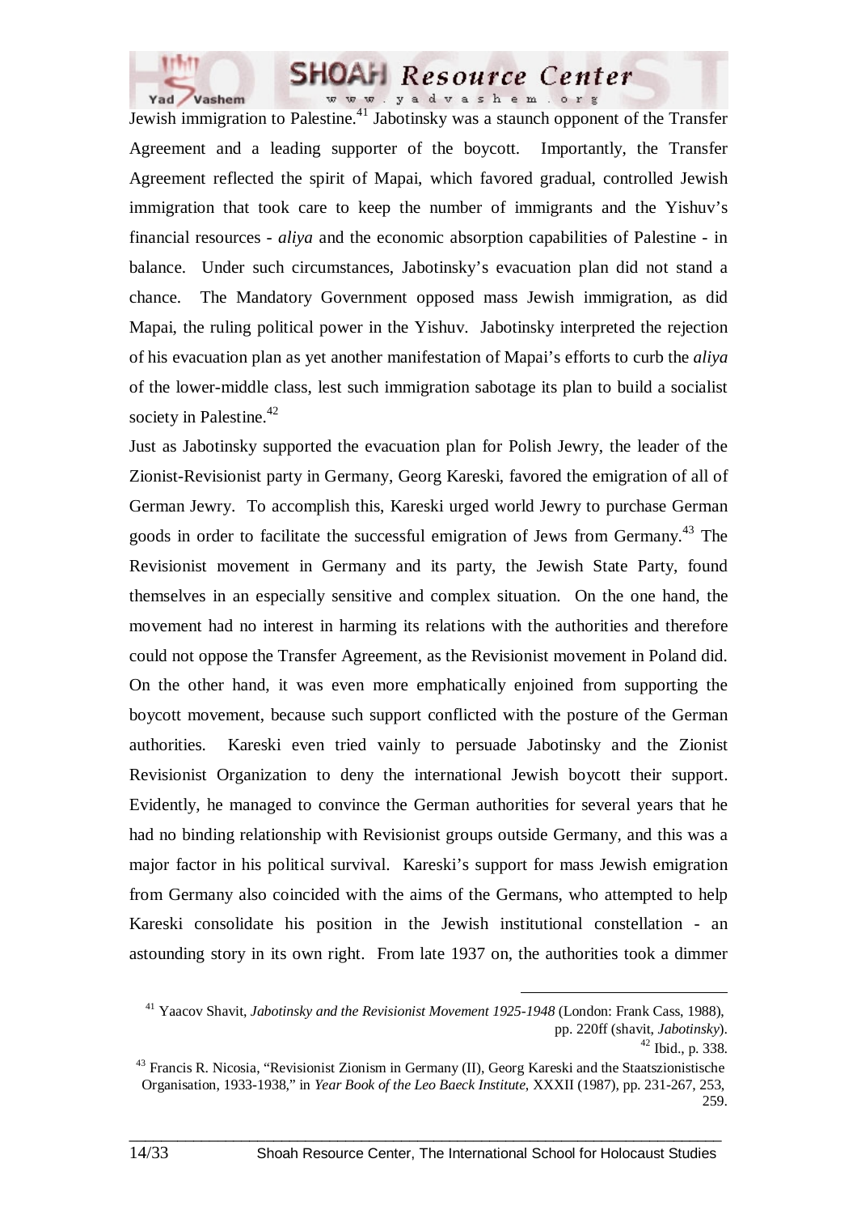Jewish immigration to Palestine.[41] Jabotinsky was a staunch opponent of the Transfer Agreement and a leading supporter of the boycott. Importantly, the Transfer Agreement reflected the spirit of Mapai, which favored gradual, controlled Jewish immigration that took care to keep the number of immigrants and the Yishuv's financial resources - *aliya* and the economic absorption capabilities of Palestine - in balance. Under such circumstances, Jabotinsky's evacuation plan did not stand a chance. The Mandatory Government opposed mass Jewish immigration, as did Mapai, the ruling political power in the Yishuv. Jabotinsky interpreted the rejection of his evacuation plan as yet another manifestation of Mapai's efforts to curb the *aliya* of the lower-middle class, lest such immigration sabotage its plan to build a socialist society in Palestine.[42]

Just as Jabotinsky supported the evacuation plan for Polish Jewry, the leader of the Zionist-Revisionist party in Germany, Georg Kareski, favored the emigration of all of German Jewry. To accomplish this, Kareski urged world Jewry to purchase German goods in order to facilitate the successful emigration of Jews from Germany.[43] The Revisionist movement in Germany and its party, the Jewish State Party, found themselves in an especially sensitive and complex situation. On the one hand, the movement had no interest in harming its relations with the authorities and therefore could not oppose the Transfer Agreement, as the Revisionist movement in Poland did. On the other hand, it was even more emphatically enjoined from supporting the boycott movement, because such support conflicted with the posture of the German authorities. Kareski even tried vainly to persuade Jabotinsky and the Zionist Revisionist Organization to deny the international Jewish boycott their support. Evidently, he managed to convince the German authorities for several years that he had no binding relationship with Revisionist groups outside Germany, and this was a major factor in his political survival. Kareski's support for mass Jewish emigration from Germany also coincided with the aims of the Germans, who attempted to help Kareski consolidate his position in the Jewish institutional constellation - an astounding story in its own right. From late 1937 on, the authorities took a dimmer

---

[41] Yaacov Shavit, *Jabotinsky and the Revisionist Movement 1925-1948* (London: Frank Cass, 1988), pp. 220ff (shavit, *Jabotinsky*).

[42] Ibid., p. 338.

[43] Francis R. Nicosia, "Revisionist Zionism in Germany (II), Georg Kareski and the Staatszionistische Organisation, 1933-1938," in *Year Book of the Leo Baeck Institute*, XXXII (1987), pp. 231-267, 253, 259.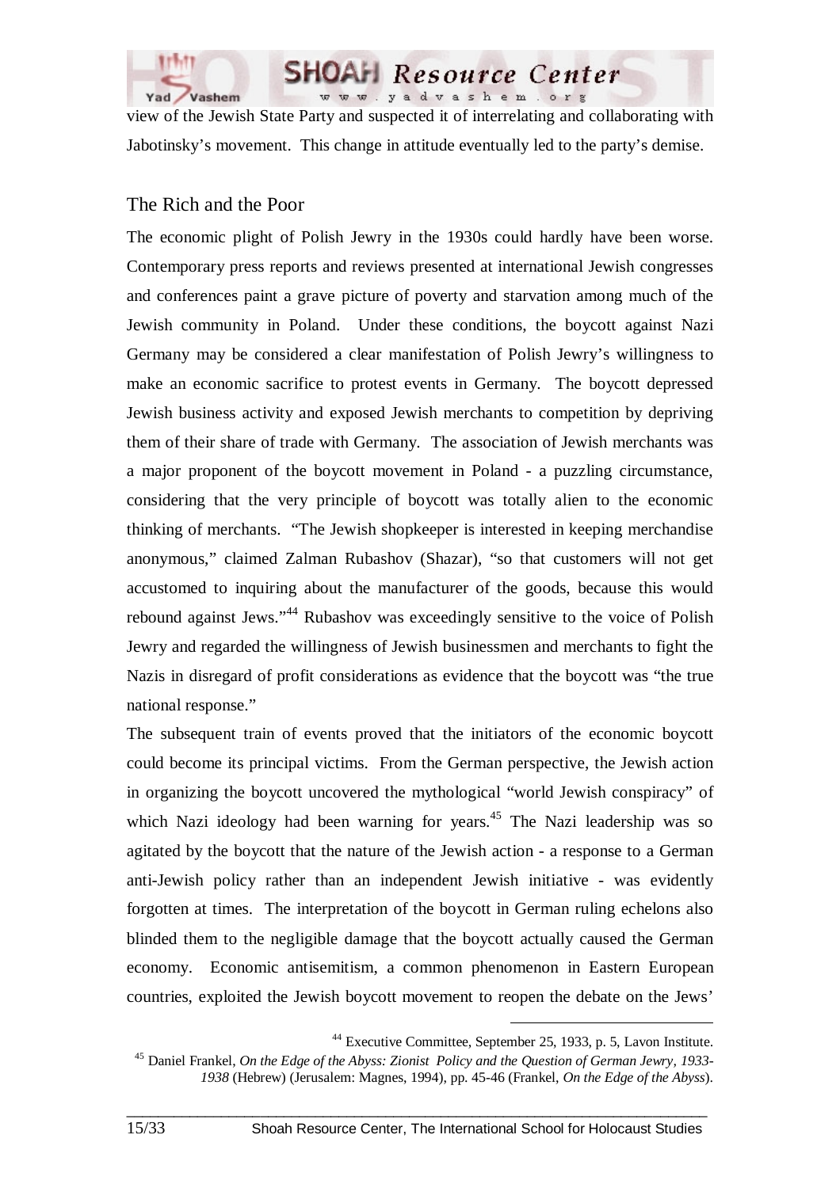view of the Jewish State Party and suspected it of interrelating and collaborating with Jabotinsky's movement. This change in attitude eventually led to the party's demise.

## The Rich and the Poor

The economic plight of Polish Jewry in the 1930s could hardly have been worse. Contemporary press reports and reviews presented at international Jewish congresses and conferences paint a grave picture of poverty and starvation among much of the Jewish community in Poland. Under these conditions, the boycott against Nazi Germany may be considered a clear manifestation of Polish Jewry's willingness to make an economic sacrifice to protest events in Germany. The boycott depressed Jewish business activity and exposed Jewish merchants to competition by depriving them of their share of trade with Germany. The association of Jewish merchants was a major proponent of the boycott movement in Poland - a puzzling circumstance, considering that the very principle of boycott was totally alien to the economic thinking of merchants. "The Jewish shopkeeper is interested in keeping merchandise anonymous," claimed Zalman Rubashov (Shazar), "so that customers will not get accustomed to inquiring about the manufacturer of the goods, because this would rebound against Jews."[44] Rubashov was exceedingly sensitive to the voice of Polish Jewry and regarded the willingness of Jewish businessmen and merchants to fight the Nazis in disregard of profit considerations as evidence that the boycott was "the true national response."

The subsequent train of events proved that the initiators of the economic boycott could become its principal victims. From the German perspective, the Jewish action in organizing the boycott uncovered the mythological "world Jewish conspiracy" of which Nazi ideology had been warning for years.[45] The Nazi leadership was so agitated by the boycott that the nature of the Jewish action - a response to a German anti-Jewish policy rather than an independent Jewish initiative - was evidently forgotten at times. The interpretation of the boycott in German ruling echelons also blinded them to the negligible damage that the boycott actually caused the German economy. Economic antisemitism, a common phenomenon in Eastern European countries, exploited the Jewish boycott movement to reopen the debate on the Jews'

---

[44] Executive Committee, September 25, 1933, p. 5, Lavon Institute.

[45] Daniel Frankel, *On the Edge of the Abyss: Zionist Policy and the Question of German Jewry, 1933-1938* (Hebrew) (Jerusalem: Magnes, 1994), pp. 45-46 (Frankel, *On the Edge of the Abyss*).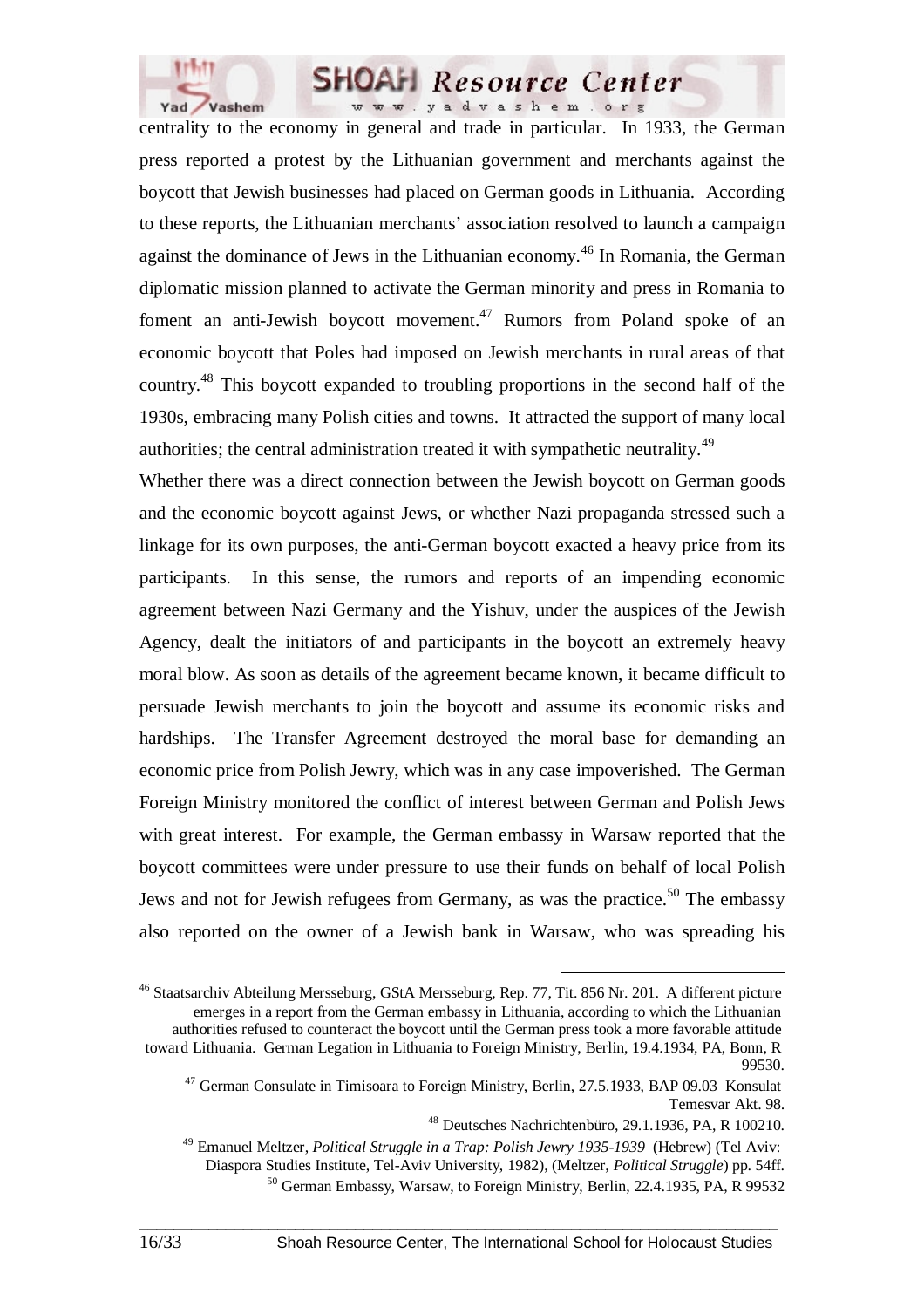centrality to the economy in general and trade in particular. In 1933, the German press reported a protest by the Lithuanian government and merchants against the boycott that Jewish businesses had placed on German goods in Lithuania. According to these reports, the Lithuanian merchants' association resolved to launch a campaign against the dominance of Jews in the Lithuanian economy.[46] In Romania, the German diplomatic mission planned to activate the German minority and press in Romania to foment an anti-Jewish boycott movement.[47] Rumors from Poland spoke of an economic boycott that Poles had imposed on Jewish merchants in rural areas of that country.[48] This boycott expanded to troubling proportions in the second half of the 1930s, embracing many Polish cities and towns. It attracted the support of many local authorities; the central administration treated it with sympathetic neutrality.[49]

Whether there was a direct connection between the Jewish boycott on German goods and the economic boycott against Jews, or whether Nazi propaganda stressed such a linkage for its own purposes, the anti-German boycott exacted a heavy price from its participants. In this sense, the rumors and reports of an impending economic agreement between Nazi Germany and the Yishuv, under the auspices of the Jewish Agency, dealt the initiators of and participants in the boycott an extremely heavy moral blow. As soon as details of the agreement became known, it became difficult to persuade Jewish merchants to join the boycott and assume its economic risks and hardships. The Transfer Agreement destroyed the moral base for demanding an economic price from Polish Jewry, which was in any case impoverished. The German Foreign Ministry monitored the conflict of interest between German and Polish Jews with great interest. For example, the German embassy in Warsaw reported that the boycott committees were under pressure to use their funds on behalf of local Polish Jews and not for Jewish refugees from Germany, as was the practice.[50] The embassy also reported on the owner of a Jewish bank in Warsaw, who was spreading his

---

[46] Staatsarchiv Abteilung Mersseburg, GStA Mersseburg, Rep. 77, Tit. 856 Nr. 201. A different picture emerges in a report from the German embassy in Lithuania, according to which the Lithuanian authorities refused to counteract the boycott until the German press took a more favorable attitude toward Lithuania. German Legation in Lithuania to Foreign Ministry, Berlin, 19.4.1934, PA, Bonn, R 99530.

[47] German Consulate in Timisoara to Foreign Ministry, Berlin, 27.5.1933, BAP 09.03 Konsulat Temesvar Akt. 98.

[48] Deutsches Nachrichtenbüro, 29.1.1936, PA, R 100210.

[49] Emanuel Meltzer, *Political Struggle in a Trap: Polish Jewry 1935-1939* (Hebrew) (Tel Aviv: Diaspora Studies Institute, Tel-Aviv University, 1982), (Meltzer, *Political Struggle*) pp. 54ff.

[50] German Embassy, Warsaw, to Foreign Ministry, Berlin, 22.4.1935, PA, R 99532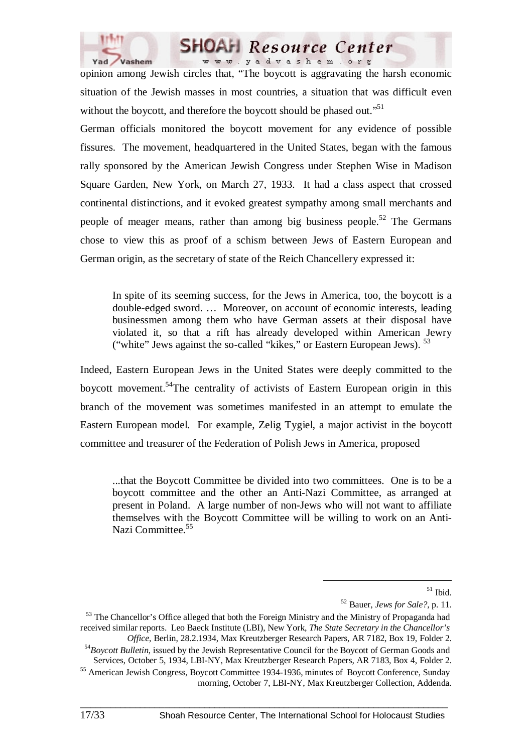opinion among Jewish circles that, "The boycott is aggravating the harsh economic situation of the Jewish masses in most countries, a situation that was difficult even without the boycott, and therefore the boycott should be phased out."[51]

German officials monitored the boycott movement for any evidence of possible fissures. The movement, headquartered in the United States, began with the famous rally sponsored by the American Jewish Congress under Stephen Wise in Madison Square Garden, New York, on March 27, 1933. It had a class aspect that crossed continental distinctions, and it evoked greatest sympathy among small merchants and people of meager means, rather than among big business people.[52] The Germans chose to view this as proof of a schism between Jews of Eastern European and German origin, as the secretary of state of the Reich Chancellery expressed it:

> In spite of its seeming success, for the Jews in America, too, the boycott is a double-edged sword. … Moreover, on account of economic interests, leading businessmen among them who have German assets at their disposal have violated it, so that a rift has already developed within American Jewry ("white" Jews against the so-called "kikes," or Eastern European Jews). [53]

Indeed, Eastern European Jews in the United States were deeply committed to the boycott movement.[54]The centrality of activists of Eastern European origin in this branch of the movement was sometimes manifested in an attempt to emulate the Eastern European model. For example, Zelig Tygiel, a major activist in the boycott committee and treasurer of the Federation of Polish Jews in America, proposed

> ...that the Boycott Committee be divided into two committees. One is to be a boycott committee and the other an Anti-Nazi Committee, as arranged at present in Poland. A large number of non-Jews who will not want to affiliate themselves with the Boycott Committee will be willing to work on an Anti-Nazi Committee.[55]

---

[51] Ibid.

[52] Bauer, *Jews for Sale?*, p. 11.

[53] The Chancellor's Office alleged that both the Foreign Ministry and the Ministry of Propaganda had received similar reports. Leo Baeck Institute (LBI), New York, *The State Secretary in the Chancellor's Office*, Berlin, 28.2.1934, Max Kreutzberger Research Papers, AR 7182, Box 19, Folder 2.

[54] *Boycott Bulletin*, issued by the Jewish Representative Council for the Boycott of German Goods and Services, October 5, 1934, LBI-NY, Max Kreutzberger Research Papers, AR 7183, Box 4, Folder 2.

[55] American Jewish Congress, Boycott Committee 1934-1936, minutes of Boycott Conference, Sunday morning, October 7, LBI-NY, Max Kreutzberger Collection, Addenda.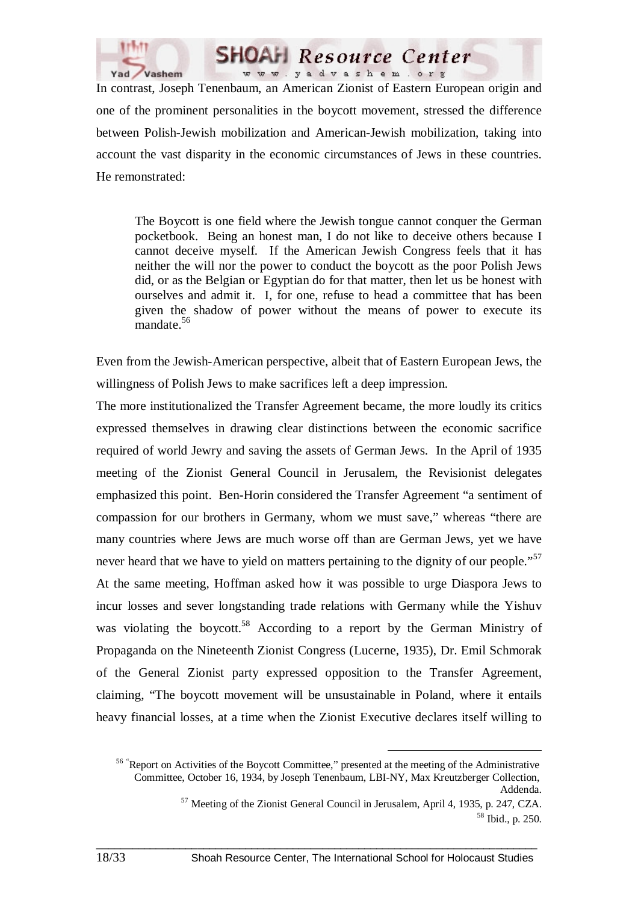In contrast, Joseph Tenenbaum, an American Zionist of Eastern European origin and one of the prominent personalities in the boycott movement, stressed the difference between Polish-Jewish mobilization and American-Jewish mobilization, taking into account the vast disparity in the economic circumstances of Jews in these countries. He remonstrated:

> The Boycott is one field where the Jewish tongue cannot conquer the German pocketbook. Being an honest man, I do not like to deceive others because I cannot deceive myself. If the American Jewish Congress feels that it has neither the will nor the power to conduct the boycott as the poor Polish Jews did, or as the Belgian or Egyptian do for that matter, then let us be honest with ourselves and admit it. I, for one, refuse to head a committee that has been given the shadow of power without the means of power to execute its mandate.[56]

Even from the Jewish-American perspective, albeit that of Eastern European Jews, the willingness of Polish Jews to make sacrifices left a deep impression.

The more institutionalized the Transfer Agreement became, the more loudly its critics expressed themselves in drawing clear distinctions between the economic sacrifice required of world Jewry and saving the assets of German Jews. In the April of 1935 meeting of the Zionist General Council in Jerusalem, the Revisionist delegates emphasized this point. Ben-Horin considered the Transfer Agreement "a sentiment of compassion for our brothers in Germany, whom we must save," whereas "there are many countries where Jews are much worse off than are German Jews, yet we have never heard that we have to yield on matters pertaining to the dignity of our people."[57] At the same meeting, Hoffman asked how it was possible to urge Diaspora Jews to incur losses and sever longstanding trade relations with Germany while the Yishuv was violating the boycott.[58] According to a report by the German Ministry of Propaganda on the Nineteenth Zionist Congress (Lucerne, 1935), Dr. Emil Schmorak of the General Zionist party expressed opposition to the Transfer Agreement, claiming, "The boycott movement will be unsustainable in Poland, where it entails heavy financial losses, at a time when the Zionist Executive declares itself willing to

---

[56] "Report on Activities of the Boycott Committee," presented at the meeting of the Administrative Committee, October 16, 1934, by Joseph Tenenbaum, LBI-NY, Max Kreutzberger Collection, Addenda.

[57] Meeting of the Zionist General Council in Jerusalem, April 4, 1935, p. 247, CZA.

[58] Ibid., p. 250.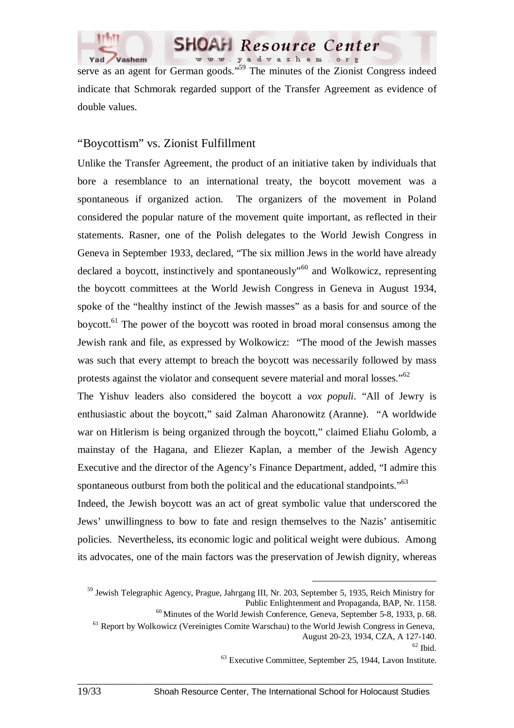serve as an agent for German goods."[59] The minutes of the Zionist Congress indeed indicate that Schmorak regarded support of the Transfer Agreement as evidence of double values.

## "Boycottism" vs. Zionist Fulfillment

Unlike the Transfer Agreement, the product of an initiative taken by individuals that bore a resemblance to an international treaty, the boycott movement was a spontaneous if organized action. The organizers of the movement in Poland considered the popular nature of the movement quite important, as reflected in their statements. Rasner, one of the Polish delegates to the World Jewish Congress in Geneva in September 1933, declared, "The six million Jews in the world have already declared a boycott, instinctively and spontaneously"[60] and Wolkowicz, representing the boycott committees at the World Jewish Congress in Geneva in August 1934, spoke of the "healthy instinct of the Jewish masses" as a basis for and source of the boycott.[61] The power of the boycott was rooted in broad moral consensus among the Jewish rank and file, as expressed by Wolkowicz: "The mood of the Jewish masses was such that every attempt to breach the boycott was necessarily followed by mass protests against the violator and consequent severe material and moral losses."[62]

The Yishuv leaders also considered the boycott a *vox populi*. "All of Jewry is enthusiastic about the boycott," said Zalman Aharonowitz (Aranne). "A worldwide war on Hitlerism is being organized through the boycott," claimed Eliahu Golomb, a mainstay of the Hagana, and Eliezer Kaplan, a member of the Jewish Agency Executive and the director of the Agency's Finance Department, added, "I admire this spontaneous outburst from both the political and the educational standpoints."[63]

Indeed, the Jewish boycott was an act of great symbolic value that underscored the Jews' unwillingness to bow to fate and resign themselves to the Nazis' antisemitic policies. Nevertheless, its economic logic and political weight were dubious. Among its advocates, one of the main factors was the preservation of Jewish dignity, whereas

---

[59] Jewish Telegraphic Agency, Prague, Jahrgang III, Nr. 203, September 5, 1935, Reich Ministry for Public Enlightenment and Propaganda, BAP, Nr. 1158.

[60] Minutes of the World Jewish Conference, Geneva, September 5-8, 1933, p. 68.

[61] Report by Wolkowicz (Vereinigtes Comite Warschau) to the World Jewish Congress in Geneva, August 20-23, 1934, CZA, A 127-140.

[62] Ibid.

[63] Executive Committee, September 25, 1944, Lavon Institute.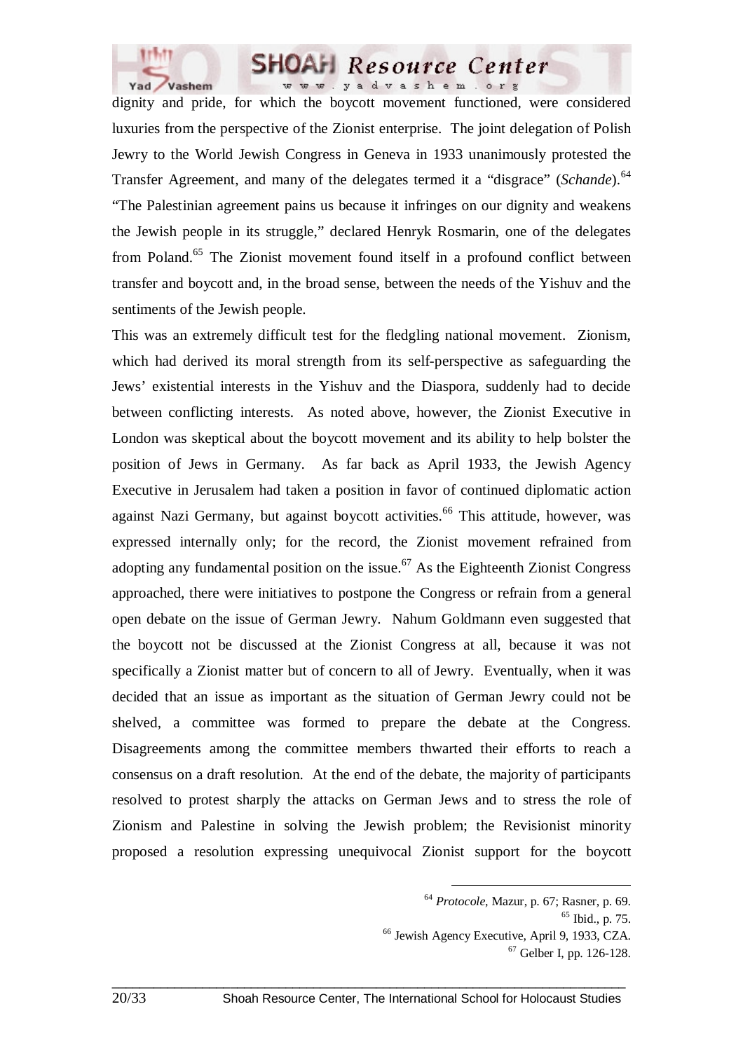dignity and pride, for which the boycott movement functioned, were considered luxuries from the perspective of the Zionist enterprise. The joint delegation of Polish Jewry to the World Jewish Congress in Geneva in 1933 unanimously protested the Transfer Agreement, and many of the delegates termed it a "disgrace" (*Schande*).[64] "The Palestinian agreement pains us because it infringes on our dignity and weakens the Jewish people in its struggle," declared Henryk Rosmarin, one of the delegates from Poland.[65] The Zionist movement found itself in a profound conflict between transfer and boycott and, in the broad sense, between the needs of the Yishuv and the sentiments of the Jewish people.

This was an extremely difficult test for the fledgling national movement. Zionism, which had derived its moral strength from its self-perspective as safeguarding the Jews' existential interests in the Yishuv and the Diaspora, suddenly had to decide between conflicting interests. As noted above, however, the Zionist Executive in London was skeptical about the boycott movement and its ability to help bolster the position of Jews in Germany. As far back as April 1933, the Jewish Agency Executive in Jerusalem had taken a position in favor of continued diplomatic action against Nazi Germany, but against boycott activities.[66] This attitude, however, was expressed internally only; for the record, the Zionist movement refrained from adopting any fundamental position on the issue.[67] As the Eighteenth Zionist Congress approached, there were initiatives to postpone the Congress or refrain from a general open debate on the issue of German Jewry. Nahum Goldmann even suggested that the boycott not be discussed at the Zionist Congress at all, because it was not specifically a Zionist matter but of concern to all of Jewry. Eventually, when it was decided that an issue as important as the situation of German Jewry could not be shelved, a committee was formed to prepare the debate at the Congress. Disagreements among the committee members thwarted their efforts to reach a consensus on a draft resolution. At the end of the debate, the majority of participants resolved to protest sharply the attacks on German Jews and to stress the role of Zionism and Palestine in solving the Jewish problem; the Revisionist minority proposed a resolution expressing unequivocal Zionist support for the boycott

---

[64] *Protocole*, Mazur, p. 67; Rasner, p. 69.

[65] Ibid., p. 75.

[66] Jewish Agency Executive, April 9, 1933, CZA.

[67] Gelber I, pp. 126-128.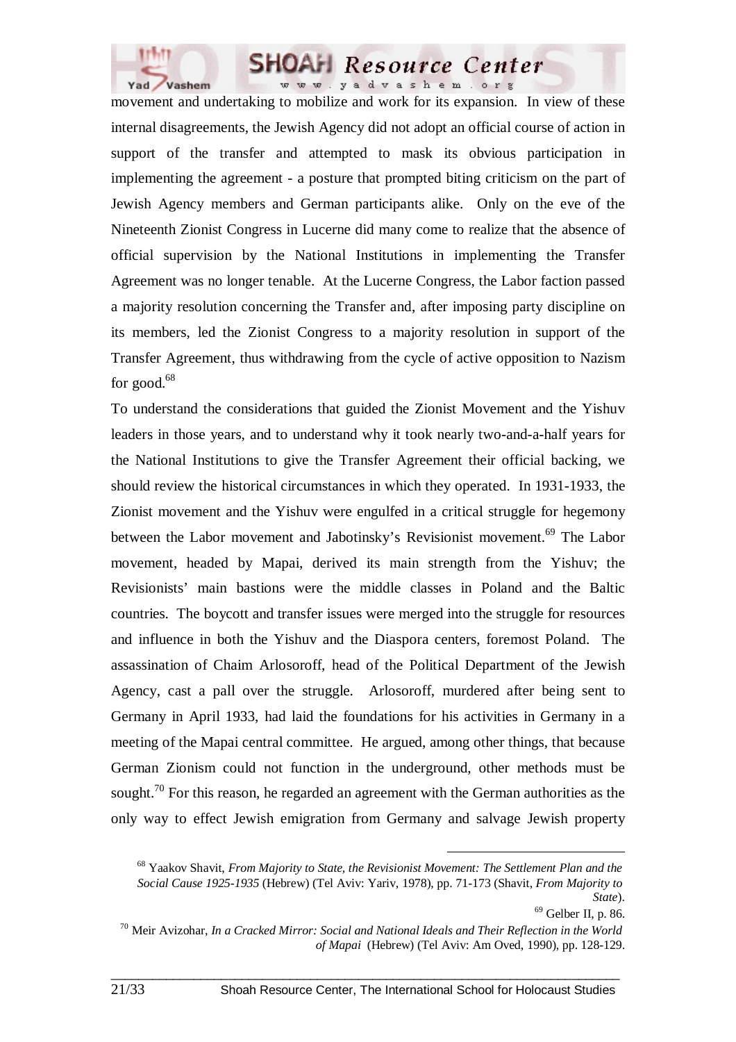movement and undertaking to mobilize and work for its expansion. In view of these internal disagreements, the Jewish Agency did not adopt an official course of action in support of the transfer and attempted to mask its obvious participation in implementing the agreement - a posture that prompted biting criticism on the part of Jewish Agency members and German participants alike. Only on the eve of the Nineteenth Zionist Congress in Lucerne did many come to realize that the absence of official supervision by the National Institutions in implementing the Transfer Agreement was no longer tenable. At the Lucerne Congress, the Labor faction passed a majority resolution concerning the Transfer and, after imposing party discipline on its members, led the Zionist Congress to a majority resolution in support of the Transfer Agreement, thus withdrawing from the cycle of active opposition to Nazism for good.[68]

To understand the considerations that guided the Zionist Movement and the Yishuv leaders in those years, and to understand why it took nearly two-and-a-half years for the National Institutions to give the Transfer Agreement their official backing, we should review the historical circumstances in which they operated. In 1931-1933, the Zionist movement and the Yishuv were engulfed in a critical struggle for hegemony between the Labor movement and Jabotinsky's Revisionist movement.[69] The Labor movement, headed by Mapai, derived its main strength from the Yishuv; the Revisionists' main bastions were the middle classes in Poland and the Baltic countries. The boycott and transfer issues were merged into the struggle for resources and influence in both the Yishuv and the Diaspora centers, foremost Poland. The assassination of Chaim Arlosoroff, head of the Political Department of the Jewish Agency, cast a pall over the struggle. Arlosoroff, murdered after being sent to Germany in April 1933, had laid the foundations for his activities in Germany in a meeting of the Mapai central committee. He argued, among other things, that because German Zionism could not function in the underground, other methods must be sought.[70] For this reason, he regarded an agreement with the German authorities as the only way to effect Jewish emigration from Germany and salvage Jewish property

---

[68] Yaakov Shavit, *From Majority to State, the Revisionist Movement: The Settlement Plan and the Social Cause 1925-1935* (Hebrew) (Tel Aviv: Yariv, 1978), pp. 71-173 (Shavit, *From Majority to State*).

[69] Gelber II, p. 86.

[70] Meir Avizohar, *In a Cracked Mirror: Social and National Ideals and Their Reflection in the World of Mapai* (Hebrew) (Tel Aviv: Am Oved, 1990), pp. 128-129.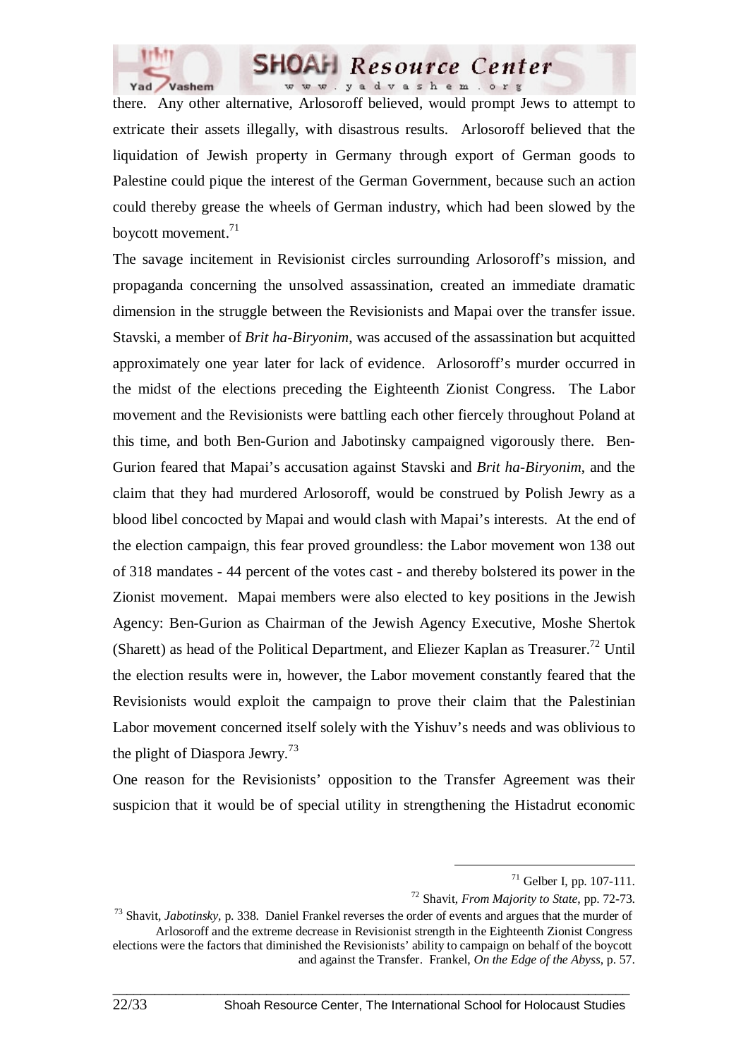there. Any other alternative, Arlosoroff believed, would prompt Jews to attempt to extricate their assets illegally, with disastrous results. Arlosoroff believed that the liquidation of Jewish property in Germany through export of German goods to Palestine could pique the interest of the German Government, because such an action could thereby grease the wheels of German industry, which had been slowed by the boycott movement.[71]

The savage incitement in Revisionist circles surrounding Arlosoroff's mission, and propaganda concerning the unsolved assassination, created an immediate dramatic dimension in the struggle between the Revisionists and Mapai over the transfer issue. Stavski, a member of *Brit ha-Biryonim*, was accused of the assassination but acquitted approximately one year later for lack of evidence. Arlosoroff's murder occurred in the midst of the elections preceding the Eighteenth Zionist Congress. The Labor movement and the Revisionists were battling each other fiercely throughout Poland at this time, and both Ben-Gurion and Jabotinsky campaigned vigorously there. Ben-Gurion feared that Mapai's accusation against Stavski and *Brit ha-Biryonim*, and the claim that they had murdered Arlosoroff, would be construed by Polish Jewry as a blood libel concocted by Mapai and would clash with Mapai's interests. At the end of the election campaign, this fear proved groundless: the Labor movement won 138 out of 318 mandates - 44 percent of the votes cast - and thereby bolstered its power in the Zionist movement. Mapai members were also elected to key positions in the Jewish Agency: Ben-Gurion as Chairman of the Jewish Agency Executive, Moshe Shertok (Sharett) as head of the Political Department, and Eliezer Kaplan as Treasurer.[72] Until the election results were in, however, the Labor movement constantly feared that the Revisionists would exploit the campaign to prove their claim that the Palestinian Labor movement concerned itself solely with the Yishuv's needs and was oblivious to the plight of Diaspora Jewry.[73]

One reason for the Revisionists' opposition to the Transfer Agreement was their suspicion that it would be of special utility in strengthening the Histadrut economic

---

[71] Gelber I, pp. 107-111.

[72] Shavit, *From Majority to State*, pp. 72-73.

[73] Shavit, *Jabotinsky*, p. 338. Daniel Frankel reverses the order of events and argues that the murder of Arlosoroff and the extreme decrease in Revisionist strength in the Eighteenth Zionist Congress elections were the factors that diminished the Revisionists' ability to campaign on behalf of the boycott and against the Transfer. Frankel, *On the Edge of the Abyss*, p. 57.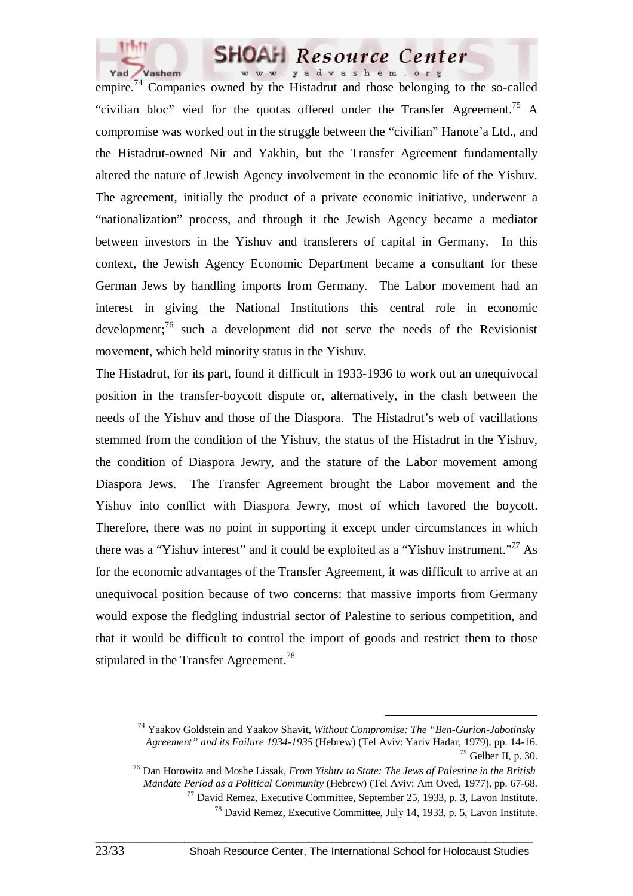empire.[74] Companies owned by the Histadrut and those belonging to the so-called "civilian bloc" vied for the quotas offered under the Transfer Agreement.[75] A compromise was worked out in the struggle between the "civilian" Hanote'a Ltd., and the Histadrut-owned Nir and Yakhin, but the Transfer Agreement fundamentally altered the nature of Jewish Agency involvement in the economic life of the Yishuv. The agreement, initially the product of a private economic initiative, underwent a "nationalization" process, and through it the Jewish Agency became a mediator between investors in the Yishuv and transferers of capital in Germany. In this context, the Jewish Agency Economic Department became a consultant for these German Jews by handling imports from Germany. The Labor movement had an interest in giving the National Institutions this central role in economic development;[76] such a development did not serve the needs of the Revisionist movement, which held minority status in the Yishuv.

The Histadrut, for its part, found it difficult in 1933-1936 to work out an unequivocal position in the transfer-boycott dispute or, alternatively, in the clash between the needs of the Yishuv and those of the Diaspora. The Histadrut's web of vacillations stemmed from the condition of the Yishuv, the status of the Histadrut in the Yishuv, the condition of Diaspora Jewry, and the stature of the Labor movement among Diaspora Jews. The Transfer Agreement brought the Labor movement and the Yishuv into conflict with Diaspora Jewry, most of which favored the boycott. Therefore, there was no point in supporting it except under circumstances in which there was a "Yishuv interest" and it could be exploited as a "Yishuv instrument."[77] As for the economic advantages of the Transfer Agreement, it was difficult to arrive at an unequivocal position because of two concerns: that massive imports from Germany would expose the fledgling industrial sector of Palestine to serious competition, and that it would be difficult to control the import of goods and restrict them to those stipulated in the Transfer Agreement.[78]

---

[74] Yaakov Goldstein and Yaakov Shavit, *Without Compromise: The "Ben-Gurion-Jabotinsky Agreement" and its Failure 1934-1935* (Hebrew) (Tel Aviv: Yariv Hadar, 1979), pp. 14-16.

[75] Gelber II, p. 30.

[76] Dan Horowitz and Moshe Lissak, *From Yishuv to State: The Jews of Palestine in the British Mandate Period as a Political Community* (Hebrew) (Tel Aviv: Am Oved, 1977), pp. 67-68.

[77] David Remez, Executive Committee, September 25, 1933, p. 3, Lavon Institute.

[78] David Remez, Executive Committee, July 14, 1933, p. 5, Lavon Institute.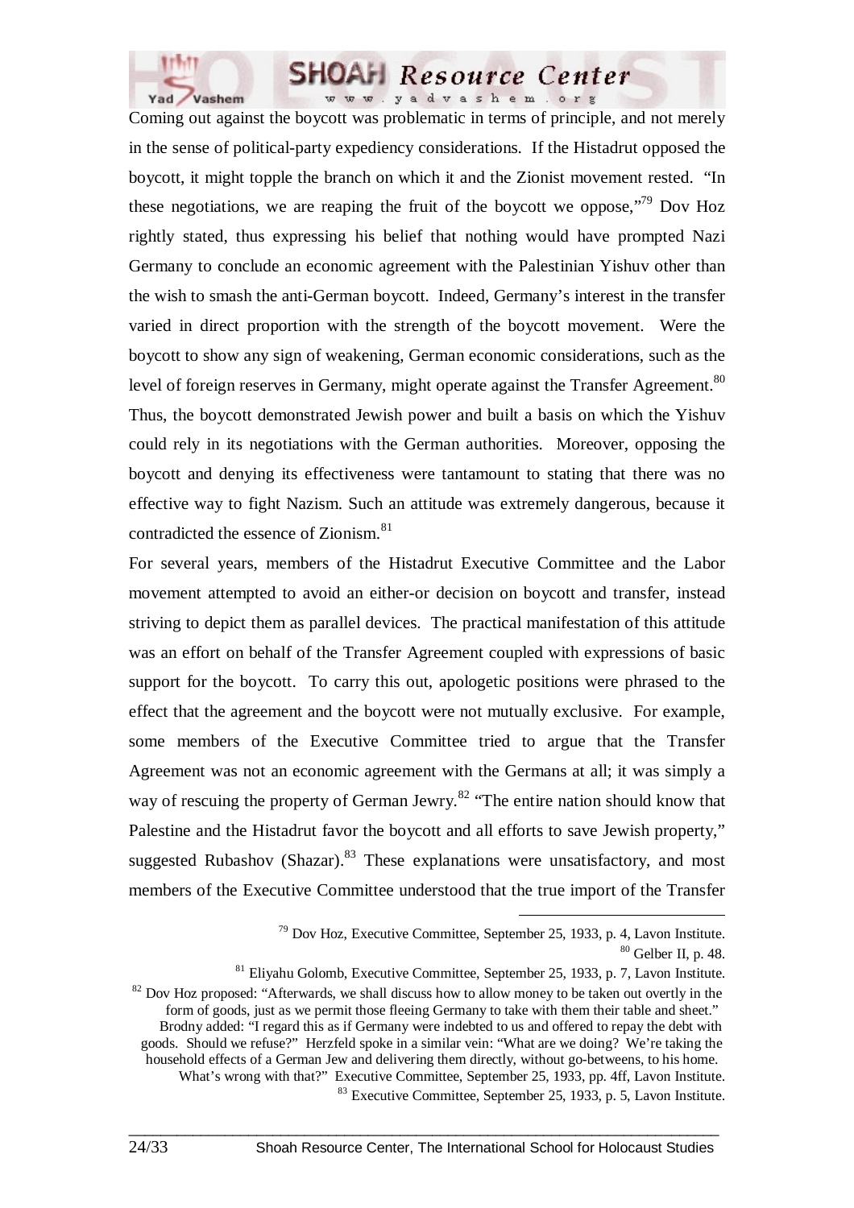Coming out against the boycott was problematic in terms of principle, and not merely in the sense of political-party expediency considerations. If the Histadrut opposed the boycott, it might topple the branch on which it and the Zionist movement rested. "In these negotiations, we are reaping the fruit of the boycott we oppose,"[79] Dov Hoz rightly stated, thus expressing his belief that nothing would have prompted Nazi Germany to conclude an economic agreement with the Palestinian Yishuv other than the wish to smash the anti-German boycott. Indeed, Germany's interest in the transfer varied in direct proportion with the strength of the boycott movement. Were the boycott to show any sign of weakening, German economic considerations, such as the level of foreign reserves in Germany, might operate against the Transfer Agreement.[80] Thus, the boycott demonstrated Jewish power and built a basis on which the Yishuv could rely in its negotiations with the German authorities. Moreover, opposing the boycott and denying its effectiveness were tantamount to stating that there was no effective way to fight Nazism. Such an attitude was extremely dangerous, because it contradicted the essence of Zionism.[81]

For several years, members of the Histadrut Executive Committee and the Labor movement attempted to avoid an either-or decision on boycott and transfer, instead striving to depict them as parallel devices. The practical manifestation of this attitude was an effort on behalf of the Transfer Agreement coupled with expressions of basic support for the boycott. To carry this out, apologetic positions were phrased to the effect that the agreement and the boycott were not mutually exclusive. For example, some members of the Executive Committee tried to argue that the Transfer Agreement was not an economic agreement with the Germans at all; it was simply a way of rescuing the property of German Jewry.[82] "The entire nation should know that Palestine and the Histadrut favor the boycott and all efforts to save Jewish property," suggested Rubashov (Shazar).[83] These explanations were unsatisfactory, and most members of the Executive Committee understood that the true import of the Transfer

---

[79] Dov Hoz, Executive Committee, September 25, 1933, p. 4, Lavon Institute.

[80] Gelber II, p. 48.

[81] Eliyahu Golomb, Executive Committee, September 25, 1933, p. 7, Lavon Institute.

[82] Dov Hoz proposed: "Afterwards, we shall discuss how to allow money to be taken out overtly in the form of goods, just as we permit those fleeing Germany to take with them their table and sheet." Brodny added: "I regard this as if Germany were indebted to us and offered to repay the debt with goods. Should we refuse?" Herzfeld spoke in a similar vein: "What are we doing? We're taking the household effects of a German Jew and delivering them directly, without go-betweens, to his home. What's wrong with that?" Executive Committee, September 25, 1933, pp. 4ff, Lavon Institute.

[83] Executive Committee, September 25, 1933, p. 5, Lavon Institute.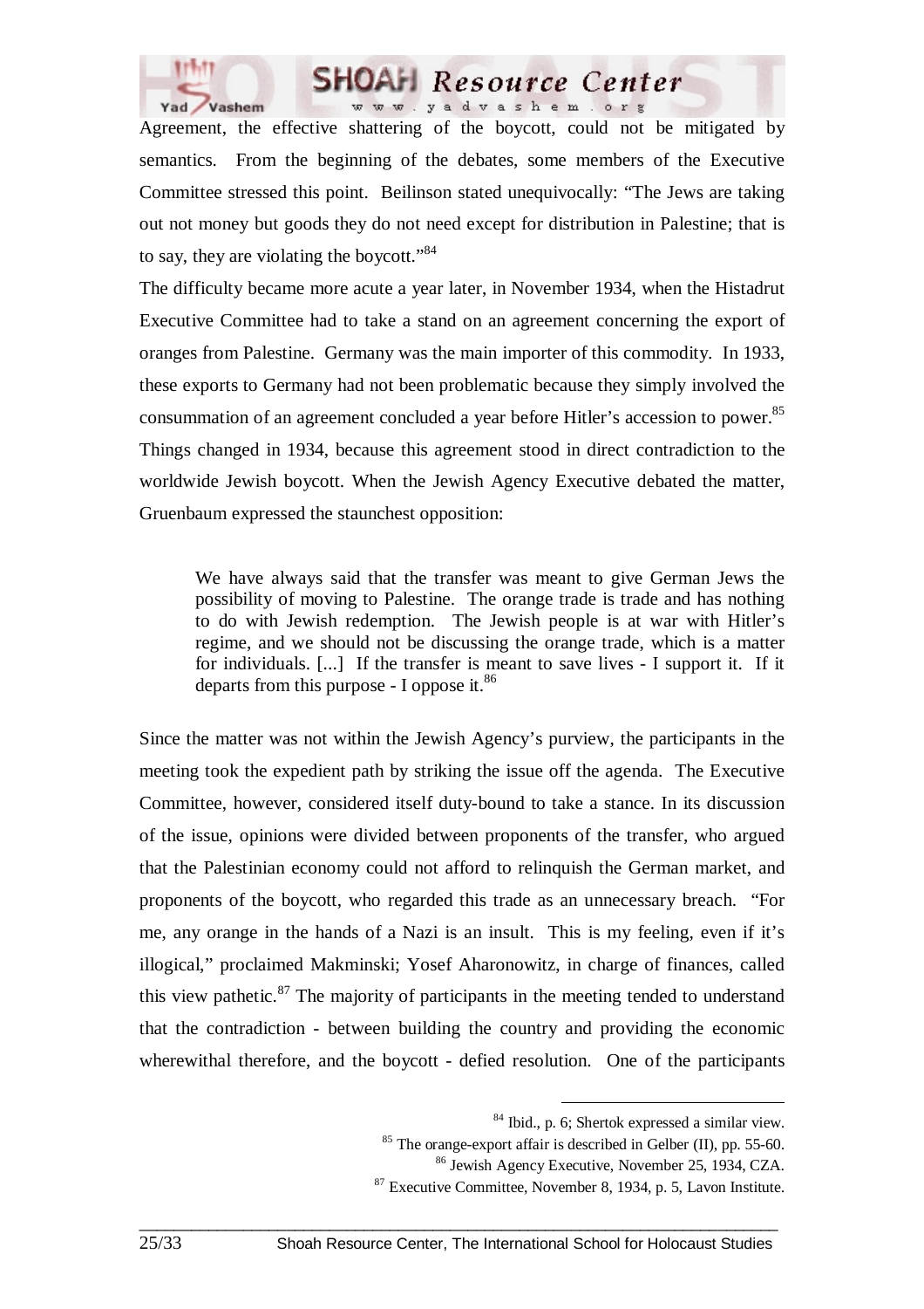Agreement, the effective shattering of the boycott, could not be mitigated by semantics. From the beginning of the debates, some members of the Executive Committee stressed this point. Beilinson stated unequivocally: "The Jews are taking out not money but goods they do not need except for distribution in Palestine; that is to say, they are violating the boycott."[84]

The difficulty became more acute a year later, in November 1934, when the Histadrut Executive Committee had to take a stand on an agreement concerning the export of oranges from Palestine. Germany was the main importer of this commodity. In 1933, these exports to Germany had not been problematic because they simply involved the consummation of an agreement concluded a year before Hitler's accession to power.[85] Things changed in 1934, because this agreement stood in direct contradiction to the worldwide Jewish boycott. When the Jewish Agency Executive debated the matter, Gruenbaum expressed the staunchest opposition:

> We have always said that the transfer was meant to give German Jews the possibility of moving to Palestine. The orange trade is trade and has nothing to do with Jewish redemption. The Jewish people is at war with Hitler's regime, and we should not be discussing the orange trade, which is a matter for individuals. [...] If the transfer is meant to save lives - I support it. If it departs from this purpose - I oppose it.[86]

Since the matter was not within the Jewish Agency's purview, the participants in the meeting took the expedient path by striking the issue off the agenda. The Executive Committee, however, considered itself duty-bound to take a stance. In its discussion of the issue, opinions were divided between proponents of the transfer, who argued that the Palestinian economy could not afford to relinquish the German market, and proponents of the boycott, who regarded this trade as an unnecessary breach. "For me, any orange in the hands of a Nazi is an insult. This is my feeling, even if it's illogical," proclaimed Makminski; Yosef Aharonowitz, in charge of finances, called this view pathetic.[87] The majority of participants in the meeting tended to understand that the contradiction - between building the country and providing the economic wherewithal therefore, and the boycott - defied resolution. One of the participants

---

[84] Ibid., p. 6; Shertok expressed a similar view.

[85] The orange-export affair is described in Gelber (II), pp. 55-60.

[86] Jewish Agency Executive, November 25, 1934, CZA.

[87] Executive Committee, November 8, 1934, p. 5, Lavon Institute.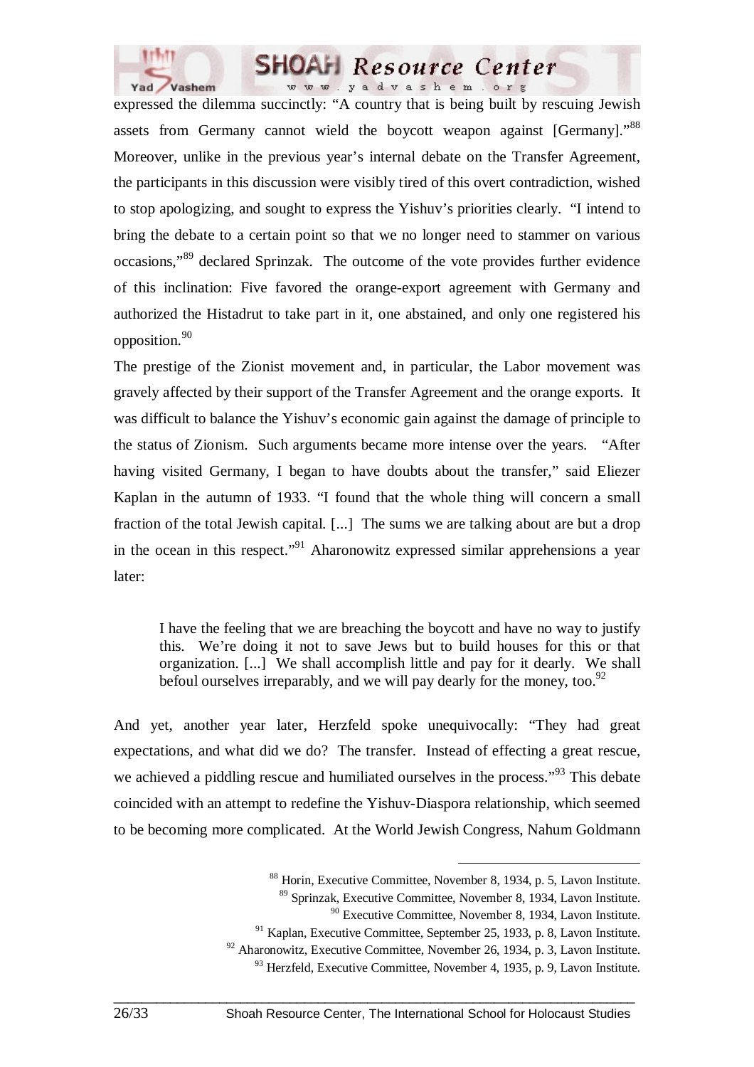expressed the dilemma succinctly: "A country that is being built by rescuing Jewish assets from Germany cannot wield the boycott weapon against [Germany]."[88] Moreover, unlike in the previous year's internal debate on the Transfer Agreement, the participants in this discussion were visibly tired of this overt contradiction, wished to stop apologizing, and sought to express the Yishuv's priorities clearly. "I intend to bring the debate to a certain point so that we no longer need to stammer on various occasions,"[89] declared Sprinzak. The outcome of the vote provides further evidence of this inclination: Five favored the orange-export agreement with Germany and authorized the Histadrut to take part in it, one abstained, and only one registered his opposition.[90]

The prestige of the Zionist movement and, in particular, the Labor movement was gravely affected by their support of the Transfer Agreement and the orange exports. It was difficult to balance the Yishuv's economic gain against the damage of principle to the status of Zionism. Such arguments became more intense over the years. "After having visited Germany, I began to have doubts about the transfer," said Eliezer Kaplan in the autumn of 1933. "I found that the whole thing will concern a small fraction of the total Jewish capital. [...] The sums we are talking about are but a drop in the ocean in this respect."[91] Aharonowitz expressed similar apprehensions a year later:

> I have the feeling that we are breaching the boycott and have no way to justify this. We're doing it not to save Jews but to build houses for this or that organization. [...] We shall accomplish little and pay for it dearly. We shall befoul ourselves irreparably, and we will pay dearly for the money, too.[92]

And yet, another year later, Herzfeld spoke unequivocally: "They had great expectations, and what did we do? The transfer. Instead of effecting a great rescue, we achieved a piddling rescue and humiliated ourselves in the process."[93] This debate coincided with an attempt to redefine the Yishuv-Diaspora relationship, which seemed to be becoming more complicated. At the World Jewish Congress, Nahum Goldmann

---

[88] Horin, Executive Committee, November 8, 1934, p. 5, Lavon Institute.

[89] Sprinzak, Executive Committee, November 8, 1934, Lavon Institute.

[90] Executive Committee, November 8, 1934, Lavon Institute.

[91] Kaplan, Executive Committee, September 25, 1933, p. 8, Lavon Institute.

[92] Aharonowitz, Executive Committee, November 26, 1934, p. 3, Lavon Institute.

[93] Herzfeld, Executive Committee, November 4, 1935, p. 9, Lavon Institute.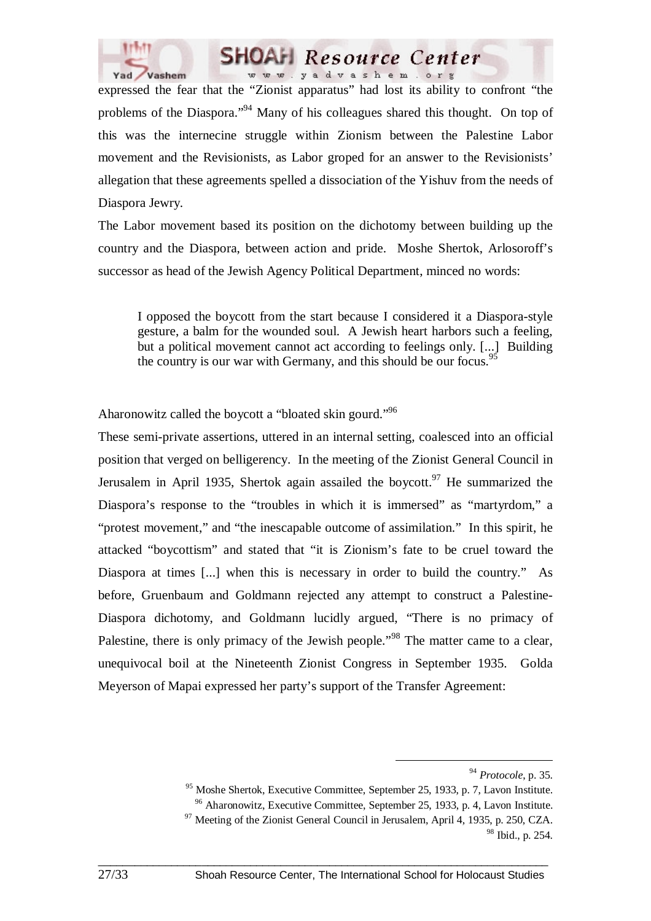expressed the fear that the "Zionist apparatus" had lost its ability to confront "the problems of the Diaspora."[94] Many of his colleagues shared this thought. On top of this was the internecine struggle within Zionism between the Palestine Labor movement and the Revisionists, as Labor groped for an answer to the Revisionists' allegation that these agreements spelled a dissociation of the Yishuv from the needs of Diaspora Jewry.

The Labor movement based its position on the dichotomy between building up the country and the Diaspora, between action and pride. Moshe Shertok, Arlosoroff's successor as head of the Jewish Agency Political Department, minced no words:

> I opposed the boycott from the start because I considered it a Diaspora-style gesture, a balm for the wounded soul. A Jewish heart harbors such a feeling, but a political movement cannot act according to feelings only. [...] Building the country is our war with Germany, and this should be our focus.[95]

Aharonowitz called the boycott a "bloated skin gourd."[96]

These semi-private assertions, uttered in an internal setting, coalesced into an official position that verged on belligerency. In the meeting of the Zionist General Council in Jerusalem in April 1935, Shertok again assailed the boycott.[97] He summarized the Diaspora's response to the "troubles in which it is immersed" as "martyrdom," a "protest movement," and "the inescapable outcome of assimilation." In this spirit, he attacked "boycottism" and stated that "it is Zionism's fate to be cruel toward the Diaspora at times [...] when this is necessary in order to build the country." As before, Gruenbaum and Goldmann rejected any attempt to construct a Palestine-Diaspora dichotomy, and Goldmann lucidly argued, "There is no primacy of Palestine, there is only primacy of the Jewish people."[98] The matter came to a clear, unequivocal boil at the Nineteenth Zionist Congress in September 1935. Golda Meyerson of Mapai expressed her party's support of the Transfer Agreement:

---

[94] *Protocole*, p. 35.

[95] Moshe Shertok, Executive Committee, September 25, 1933, p. 7, Lavon Institute.

[96] Aharonowitz, Executive Committee, September 25, 1933, p. 4, Lavon Institute.

[97] Meeting of the Zionist General Council in Jerusalem, April 4, 1935, p. 250, CZA.

[98] Ibid., p. 254.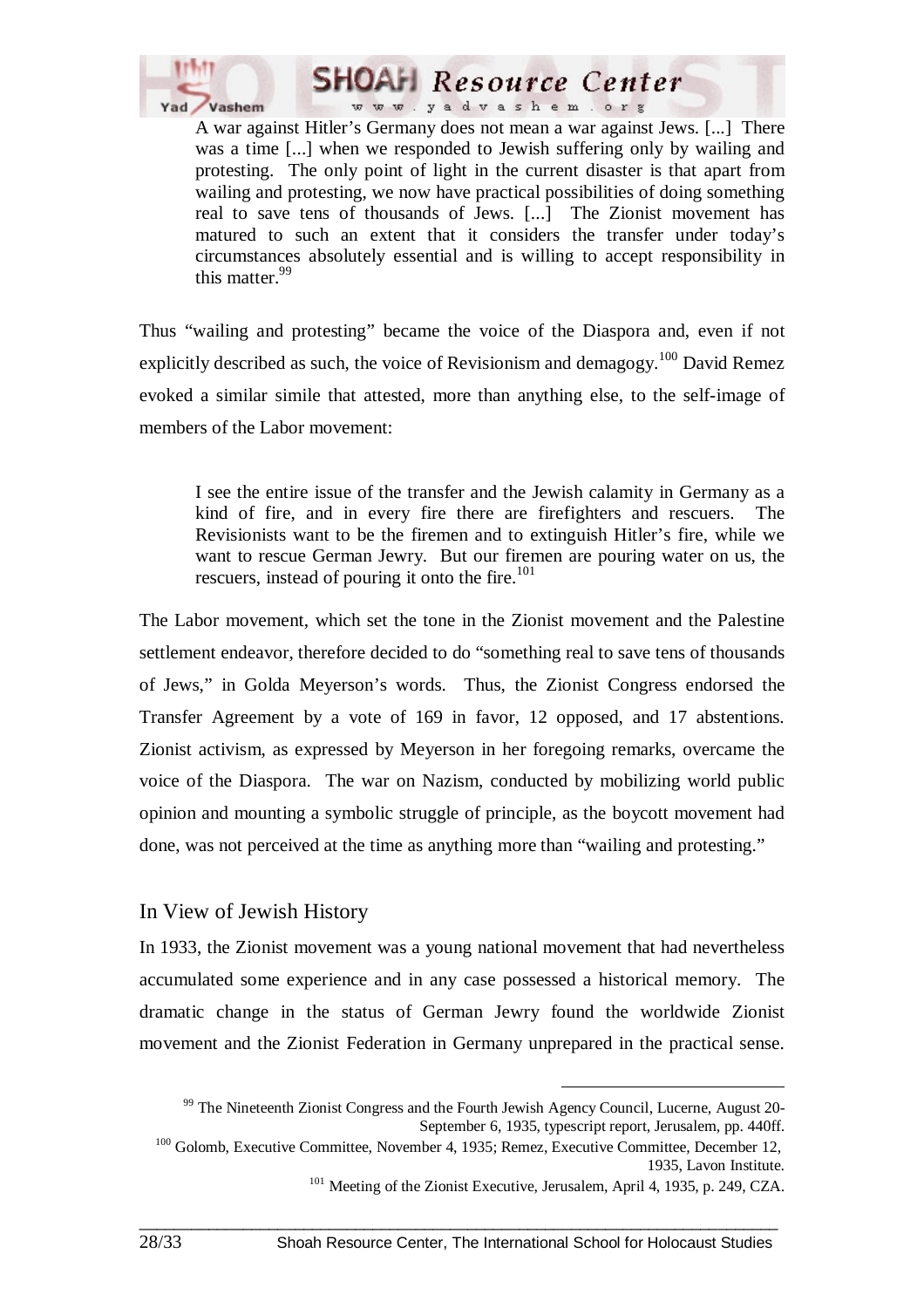> A war against Hitler's Germany does not mean a war against Jews. [...] There was a time [...] when we responded to Jewish suffering only by wailing and protesting. The only point of light in the current disaster is that apart from wailing and protesting, we now have practical possibilities of doing something real to save tens of thousands of Jews. [...] The Zionist movement has matured to such an extent that it considers the transfer under today's circumstances absolutely essential and is willing to accept responsibility in this matter.[99]

Thus "wailing and protesting" became the voice of the Diaspora and, even if not explicitly described as such, the voice of Revisionism and demagogy.[100] David Remez evoked a similar simile that attested, more than anything else, to the self-image of members of the Labor movement:

> I see the entire issue of the transfer and the Jewish calamity in Germany as a kind of fire, and in every fire there are firefighters and rescuers. The Revisionists want to be the firemen and to extinguish Hitler's fire, while we want to rescue German Jewry. But our firemen are pouring water on us, the rescuers, instead of pouring it onto the fire.[101]

The Labor movement, which set the tone in the Zionist movement and the Palestine settlement endeavor, therefore decided to do "something real to save tens of thousands of Jews," in Golda Meyerson's words. Thus, the Zionist Congress endorsed the Transfer Agreement by a vote of 169 in favor, 12 opposed, and 17 abstentions. Zionist activism, as expressed by Meyerson in her foregoing remarks, overcame the voice of the Diaspora. The war on Nazism, conducted by mobilizing world public opinion and mounting a symbolic struggle of principle, as the boycott movement had done, was not perceived at the time as anything more than "wailing and protesting."

## In View of Jewish History

In 1933, the Zionist movement was a young national movement that had nevertheless accumulated some experience and in any case possessed a historical memory. The dramatic change in the status of German Jewry found the worldwide Zionist movement and the Zionist Federation in Germany unprepared in the practical sense.

---

[99] The Nineteenth Zionist Congress and the Fourth Jewish Agency Council, Lucerne, August 20-September 6, 1935, typescript report, Jerusalem, pp. 440ff.

[100] Golomb, Executive Committee, November 4, 1935; Remez, Executive Committee, December 12, 1935, Lavon Institute.

[101] Meeting of the Zionist Executive, Jerusalem, April 4, 1935, p. 249, CZA.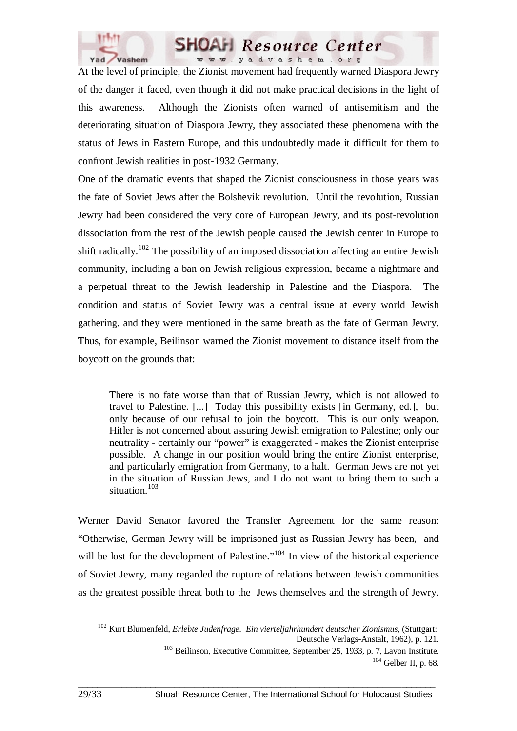At the level of principle, the Zionist movement had frequently warned Diaspora Jewry of the danger it faced, even though it did not make practical decisions in the light of this awareness. Although the Zionists often warned of antisemitism and the deteriorating situation of Diaspora Jewry, they associated these phenomena with the status of Jews in Eastern Europe, and this undoubtedly made it difficult for them to confront Jewish realities in post-1932 Germany.

One of the dramatic events that shaped the Zionist consciousness in those years was the fate of Soviet Jews after the Bolshevik revolution. Until the revolution, Russian Jewry had been considered the very core of European Jewry, and its post-revolution dissociation from the rest of the Jewish people caused the Jewish center in Europe to shift radically.[102] The possibility of an imposed dissociation affecting an entire Jewish community, including a ban on Jewish religious expression, became a nightmare and a perpetual threat to the Jewish leadership in Palestine and the Diaspora. The condition and status of Soviet Jewry was a central issue at every world Jewish gathering, and they were mentioned in the same breath as the fate of German Jewry. Thus, for example, Beilinson warned the Zionist movement to distance itself from the boycott on the grounds that:

> There is no fate worse than that of Russian Jewry, which is not allowed to travel to Palestine. [...] Today this possibility exists [in Germany, ed.], but only because of our refusal to join the boycott. This is our only weapon. Hitler is not concerned about assuring Jewish emigration to Palestine; only our neutrality - certainly our "power" is exaggerated - makes the Zionist enterprise possible. A change in our position would bring the entire Zionist enterprise, and particularly emigration from Germany, to a halt. German Jews are not yet in the situation of Russian Jews, and I do not want to bring them to such a situation.[103]

Werner David Senator favored the Transfer Agreement for the same reason: "Otherwise, German Jewry will be imprisoned just as Russian Jewry has been, and will be lost for the development of Palestine."[104] In view of the historical experience of Soviet Jewry, many regarded the rupture of relations between Jewish communities as the greatest possible threat both to the Jews themselves and the strength of Jewry.

---

[102] Kurt Blumenfeld, *Erlebte Judenfrage. Ein vierteljahrhundert deutscher Zionismus,* (Stuttgart: Deutsche Verlags-Anstalt, 1962), p. 121.

[103] Beilinson, Executive Committee, September 25, 1933, p. 7, Lavon Institute.

[104] Gelber II, p. 68.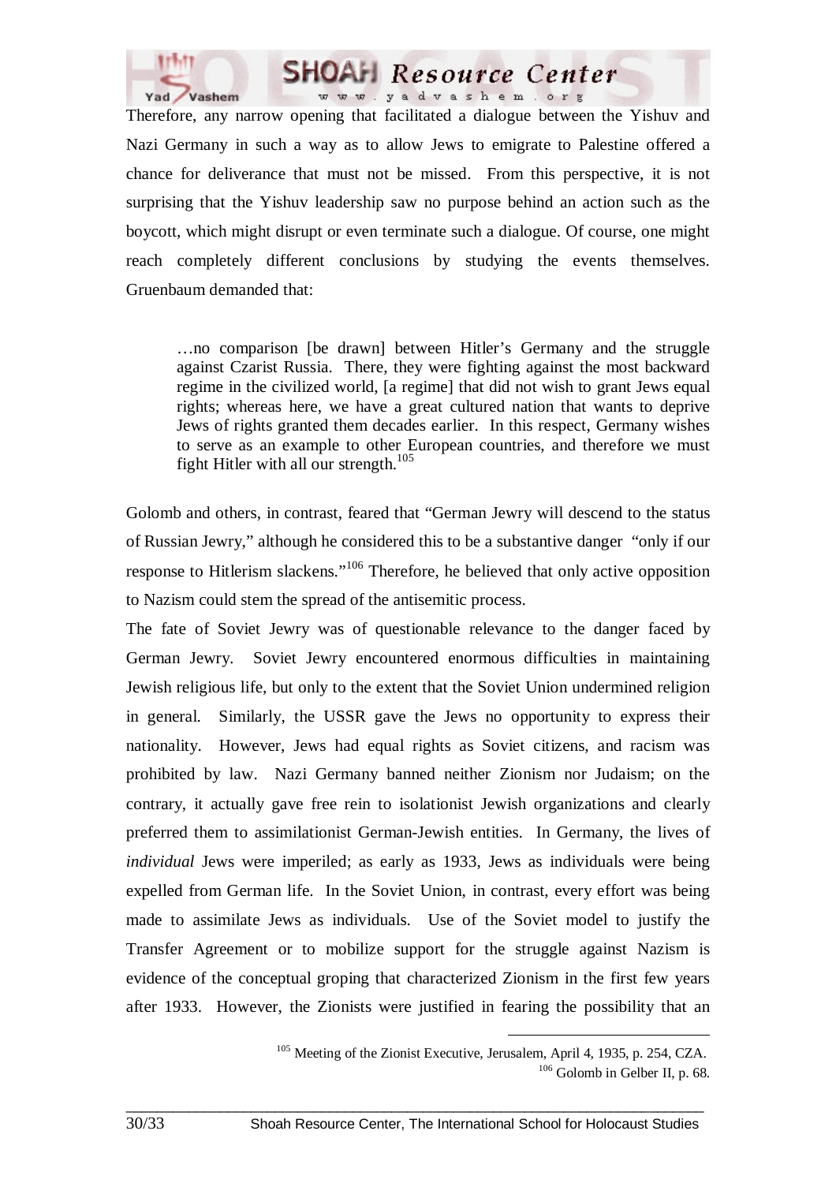Therefore, any narrow opening that facilitated a dialogue between the Yishuv and Nazi Germany in such a way as to allow Jews to emigrate to Palestine offered a chance for deliverance that must not be missed. From this perspective, it is not surprising that the Yishuv leadership saw no purpose behind an action such as the boycott, which might disrupt or even terminate such a dialogue. Of course, one might reach completely different conclusions by studying the events themselves. Gruenbaum demanded that:

> …no comparison [be drawn] between Hitler's Germany and the struggle against Czarist Russia. There, they were fighting against the most backward regime in the civilized world, [a regime] that did not wish to grant Jews equal rights; whereas here, we have a great cultured nation that wants to deprive Jews of rights granted them decades earlier. In this respect, Germany wishes to serve as an example to other European countries, and therefore we must fight Hitler with all our strength.[105]

Golomb and others, in contrast, feared that "German Jewry will descend to the status of Russian Jewry," although he considered this to be a substantive danger "only if our response to Hitlerism slackens."[106] Therefore, he believed that only active opposition to Nazism could stem the spread of the antisemitic process.

The fate of Soviet Jewry was of questionable relevance to the danger faced by German Jewry. Soviet Jewry encountered enormous difficulties in maintaining Jewish religious life, but only to the extent that the Soviet Union undermined religion in general. Similarly, the USSR gave the Jews no opportunity to express their nationality. However, Jews had equal rights as Soviet citizens, and racism was prohibited by law. Nazi Germany banned neither Zionism nor Judaism; on the contrary, it actually gave free rein to isolationist Jewish organizations and clearly preferred them to assimilationist German-Jewish entities. In Germany, the lives of *individual* Jews were imperiled; as early as 1933, Jews as individuals were being expelled from German life. In the Soviet Union, in contrast, every effort was being made to assimilate Jews as individuals. Use of the Soviet model to justify the Transfer Agreement or to mobilize support for the struggle against Nazism is evidence of the conceptual groping that characterized Zionism in the first few years after 1933. However, the Zionists were justified in fearing the possibility that an

---

[105] Meeting of the Zionist Executive, Jerusalem, April 4, 1935, p. 254, CZA.

[106] Golomb in Gelber II, p. 68.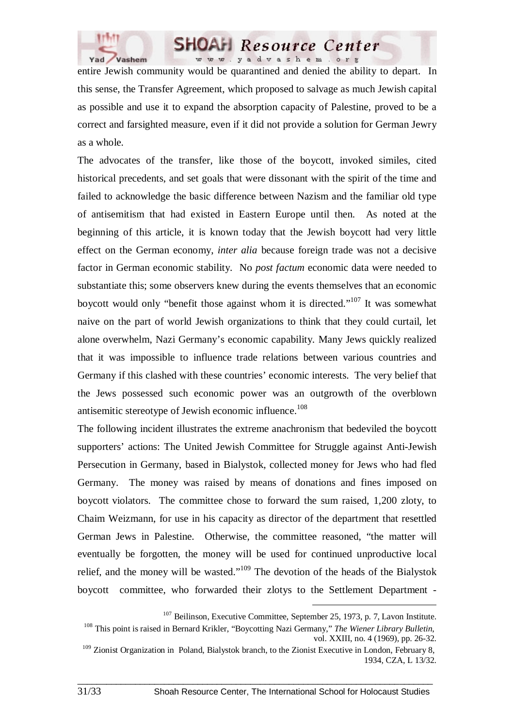entire Jewish community would be quarantined and denied the ability to depart. In this sense, the Transfer Agreement, which proposed to salvage as much Jewish capital as possible and use it to expand the absorption capacity of Palestine, proved to be a correct and farsighted measure, even if it did not provide a solution for German Jewry as a whole.

The advocates of the transfer, like those of the boycott, invoked similes, cited historical precedents, and set goals that were dissonant with the spirit of the time and failed to acknowledge the basic difference between Nazism and the familiar old type of antisemitism that had existed in Eastern Europe until then. As noted at the beginning of this article, it is known today that the Jewish boycott had very little effect on the German economy, *inter alia* because foreign trade was not a decisive factor in German economic stability. No *post factum* economic data were needed to substantiate this; some observers knew during the events themselves that an economic boycott would only "benefit those against whom it is directed."[107] It was somewhat naive on the part of world Jewish organizations to think that they could curtail, let alone overwhelm, Nazi Germany's economic capability. Many Jews quickly realized that it was impossible to influence trade relations between various countries and Germany if this clashed with these countries' economic interests. The very belief that the Jews possessed such economic power was an outgrowth of the overblown antisemitic stereotype of Jewish economic influence.[108]

The following incident illustrates the extreme anachronism that bedeviled the boycott supporters' actions: The United Jewish Committee for Struggle against Anti-Jewish Persecution in Germany, based in Bialystok, collected money for Jews who had fled Germany. The money was raised by means of donations and fines imposed on boycott violators. The committee chose to forward the sum raised, 1,200 zloty, to Chaim Weizmann, for use in his capacity as director of the department that resettled German Jews in Palestine. Otherwise, the committee reasoned, "the matter will eventually be forgotten, the money will be used for continued unproductive local relief, and the money will be wasted."[109] The devotion of the heads of the Bialystok boycott committee, who forwarded their zlotys to the Settlement Department -

---

[107] Beilinson, Executive Committee, September 25, 1973, p. 7, Lavon Institute.

[108] This point is raised in Bernard Krikler, "Boycotting Nazi Germany," *The Wiener Library Bulletin*, vol. XXIII, no. 4 (1969), pp. 26-32.

[109] Zionist Organization in Poland, Bialystok branch, to the Zionist Executive in London, February 8, 1934, CZA, L 13/32.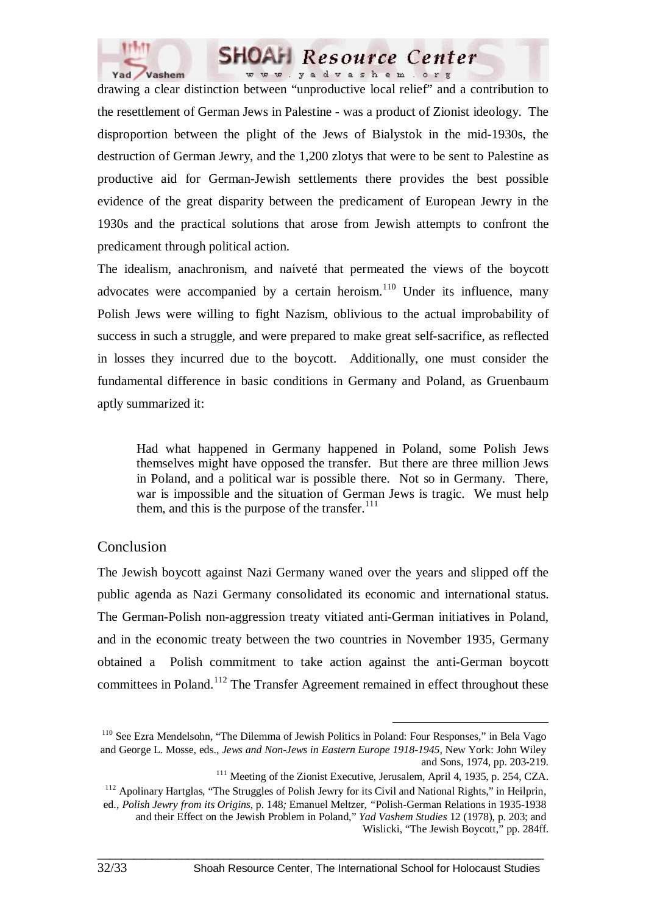drawing a clear distinction between "unproductive local relief" and a contribution to the resettlement of German Jews in Palestine - was a product of Zionist ideology. The disproportion between the plight of the Jews of Bialystok in the mid-1930s, the destruction of German Jewry, and the 1,200 zlotys that were to be sent to Palestine as productive aid for German-Jewish settlements there provides the best possible evidence of the great disparity between the predicament of European Jewry in the 1930s and the practical solutions that arose from Jewish attempts to confront the predicament through political action.

The idealism, anachronism, and naiveté that permeated the views of the boycott advocates were accompanied by a certain heroism.[110] Under its influence, many Polish Jews were willing to fight Nazism, oblivious to the actual improbability of success in such a struggle, and were prepared to make great self-sacrifice, as reflected in losses they incurred due to the boycott. Additionally, one must consider the fundamental difference in basic conditions in Germany and Poland, as Gruenbaum aptly summarized it:

> Had what happened in Germany happened in Poland, some Polish Jews themselves might have opposed the transfer. But there are three million Jews in Poland, and a political war is possible there. Not so in Germany. There, war is impossible and the situation of German Jews is tragic. We must help them, and this is the purpose of the transfer.[111]

## Conclusion

The Jewish boycott against Nazi Germany waned over the years and slipped off the public agenda as Nazi Germany consolidated its economic and international status. The German-Polish non-aggression treaty vitiated anti-German initiatives in Poland, and in the economic treaty between the two countries in November 1935, Germany obtained a Polish commitment to take action against the anti-German boycott committees in Poland.[112] The Transfer Agreement remained in effect throughout these

---

[110] See Ezra Mendelsohn, "The Dilemma of Jewish Politics in Poland: Four Responses," in Bela Vago and George L. Mosse, eds., *Jews and Non-Jews in Eastern Europe 1918-1945*, New York: John Wiley and Sons, 1974, pp. 203-219.

[111] Meeting of the Zionist Executive, Jerusalem, April 4, 1935, p. 254, CZA.

[112] Apolinary Hartglas, "The Struggles of Polish Jewry for its Civil and National Rights," in Heilprin, ed., *Polish Jewry from its Origins*, p. 148*;* Emanuel Meltzer, "Polish-German Relations in 1935-1938 and their Effect on the Jewish Problem in Poland," *Yad Vashem Studies* 12 (1978), p. 203; and Wislicki, "The Jewish Boycott," pp. 284ff.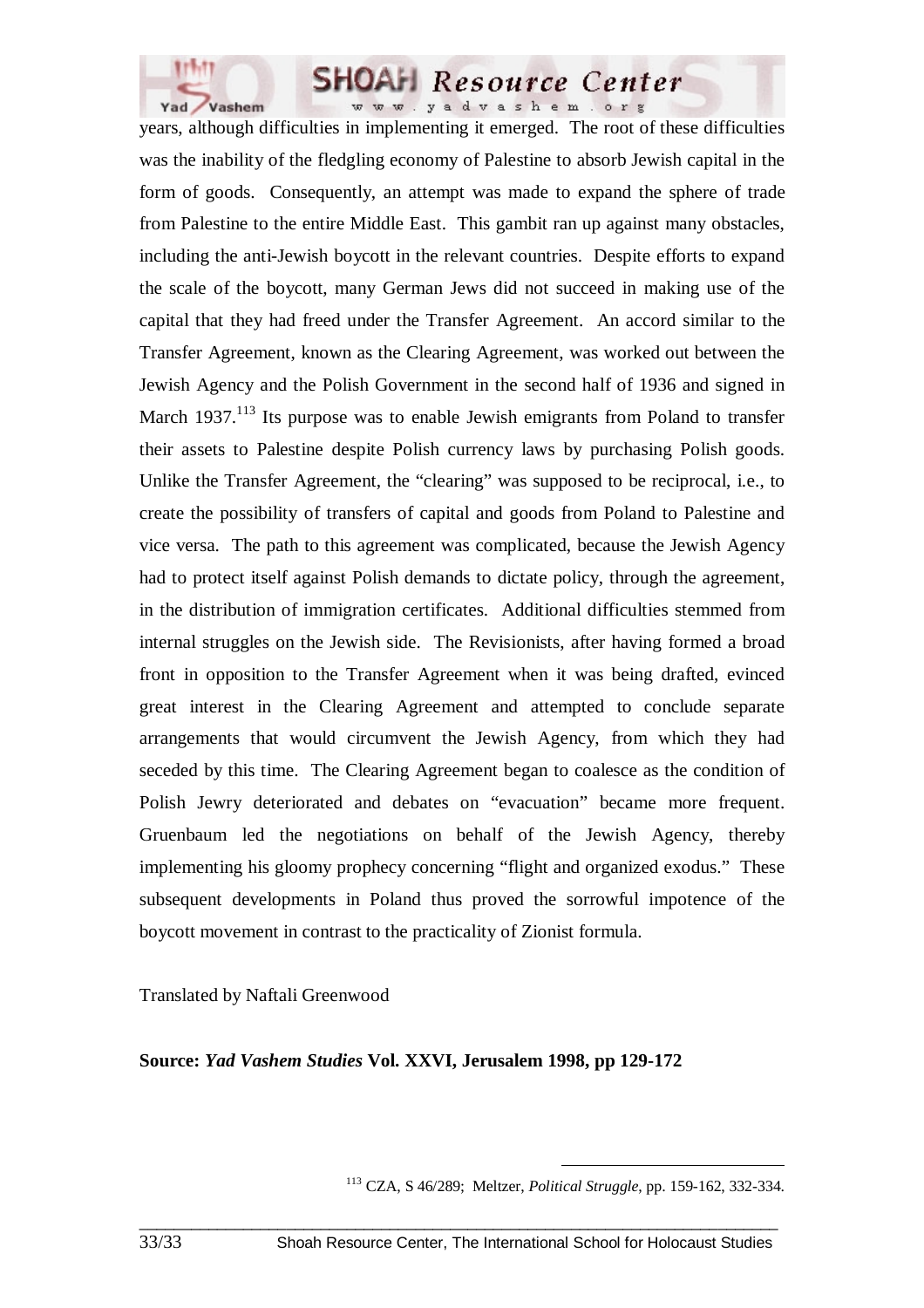years, although difficulties in implementing it emerged. The root of these difficulties was the inability of the fledgling economy of Palestine to absorb Jewish capital in the form of goods. Consequently, an attempt was made to expand the sphere of trade from Palestine to the entire Middle East. This gambit ran up against many obstacles, including the anti-Jewish boycott in the relevant countries. Despite efforts to expand the scale of the boycott, many German Jews did not succeed in making use of the capital that they had freed under the Transfer Agreement. An accord similar to the Transfer Agreement, known as the Clearing Agreement, was worked out between the Jewish Agency and the Polish Government in the second half of 1936 and signed in March 1937.[113] Its purpose was to enable Jewish emigrants from Poland to transfer their assets to Palestine despite Polish currency laws by purchasing Polish goods. Unlike the Transfer Agreement, the "clearing" was supposed to be reciprocal, i.e., to create the possibility of transfers of capital and goods from Poland to Palestine and vice versa. The path to this agreement was complicated, because the Jewish Agency had to protect itself against Polish demands to dictate policy, through the agreement, in the distribution of immigration certificates. Additional difficulties stemmed from internal struggles on the Jewish side. The Revisionists, after having formed a broad front in opposition to the Transfer Agreement when it was being drafted, evinced great interest in the Clearing Agreement and attempted to conclude separate arrangements that would circumvent the Jewish Agency, from which they had seceded by this time. The Clearing Agreement began to coalesce as the condition of Polish Jewry deteriorated and debates on "evacuation" became more frequent. Gruenbaum led the negotiations on behalf of the Jewish Agency, thereby implementing his gloomy prophecy concerning "flight and organized exodus." These subsequent developments in Poland thus proved the sorrowful impotence of the boycott movement in contrast to the practicality of Zionist formula.

Translated by Naftali Greenwood

**Source:** ***Yad Vashem Studies*** **Vol. XXVI, Jerusalem 1998, pp 129-172**

---

[113] CZA, S 46/289; Meltzer, *Political Struggle*, pp. 159-162, 332-334.